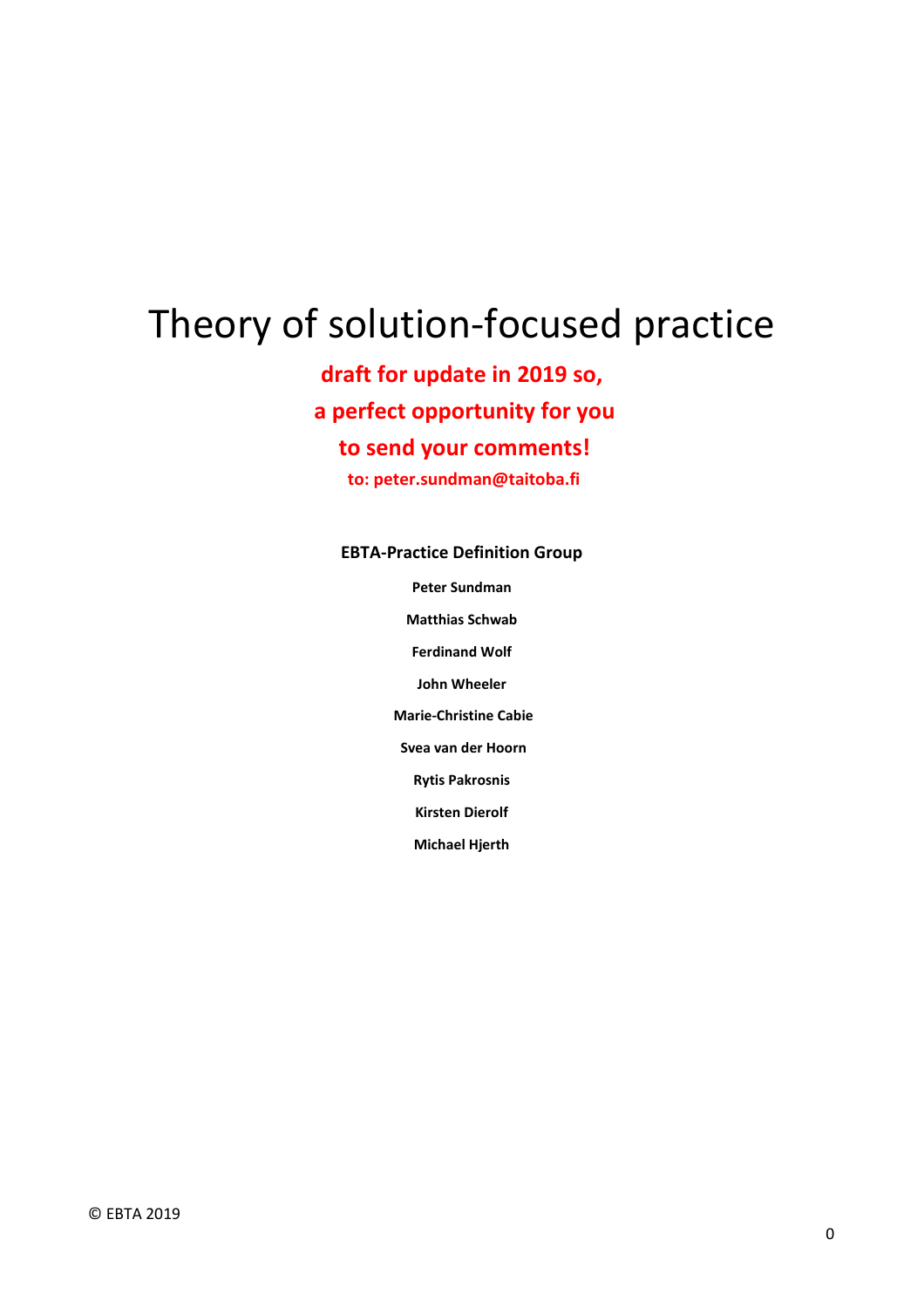# Theory of solution-focused practice

**draft for update in 2019 so,**

**a perfect opportunity for you**

**to send your comments!**

**to: peter.sundman@taitoba.fi**

**EBTA-Practice Definition Group**

**Peter Sundman**

**Matthias Schwab**

**Ferdinand Wolf**

**John Wheeler**

**Marie-Christine Cabie**

**Svea van der Hoorn**

**Rytis Pakrosnis**

**Kirsten Dierolf**

**Michael Hjerth**

© EBTA 2019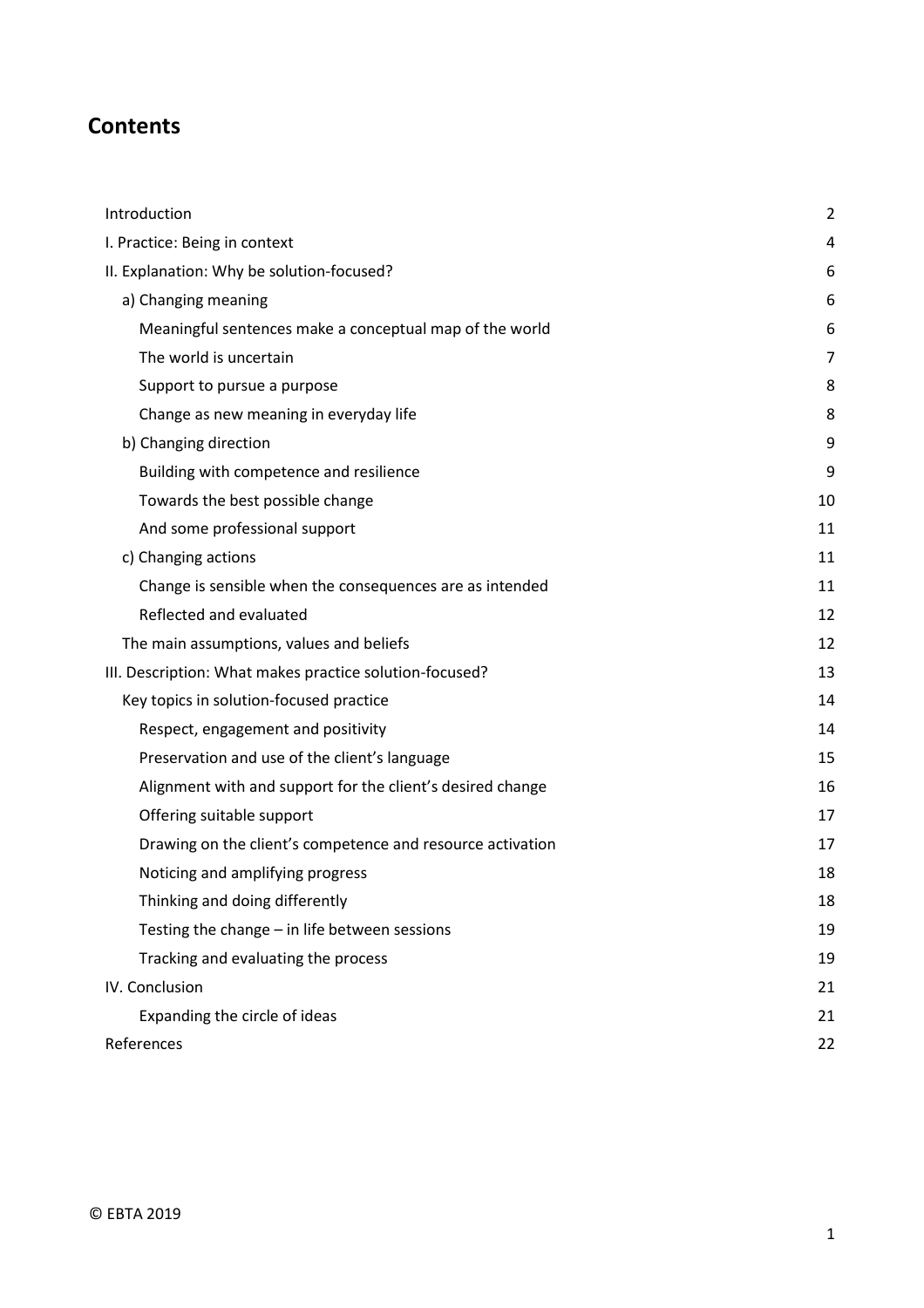# Contents

| | |
|---|---|
| Introduction | 2 |
| I. Practice: Being in context | 4 |
| II. Explanation: Why be solution-focused? | 6 |
| a) Changing meaning | 6 |
| Meaningful sentences make a conceptual map of the world | 6 |
| The world is uncertain | 7 |
| Support to pursue a purpose | 8 |
| Change as new meaning in everyday life | 8 |
| b) Changing direction | 9 |
| Building with competence and resilience | 9 |
| Towards the best possible change | 10 |
| And some professional support | 11 |
| c) Changing actions | 11 |
| Change is sensible when the consequences are as intended | 11 |
| Reflected and evaluated | 12 |
| The main assumptions, values and beliefs | 12 |
| III. Description: What makes practice solution-focused? | 13 |
| Key topics in solution-focused practice | 14 |
| Respect, engagement and positivity | 14 |
| Preservation and use of the client's language | 15 |
| Alignment with and support for the client's desired change | 16 |
| Offering suitable support | 17 |
| Drawing on the client's competence and resource activation | 17 |
| Noticing and amplifying progress | 18 |
| Thinking and doing differently | 18 |
| Testing the change – in life between sessions | 19 |
| Tracking and evaluating the process | 19 |
| IV. Conclusion | 21 |
| Expanding the circle of ideas | 21 |
| References | 22 |

© EBTA 2019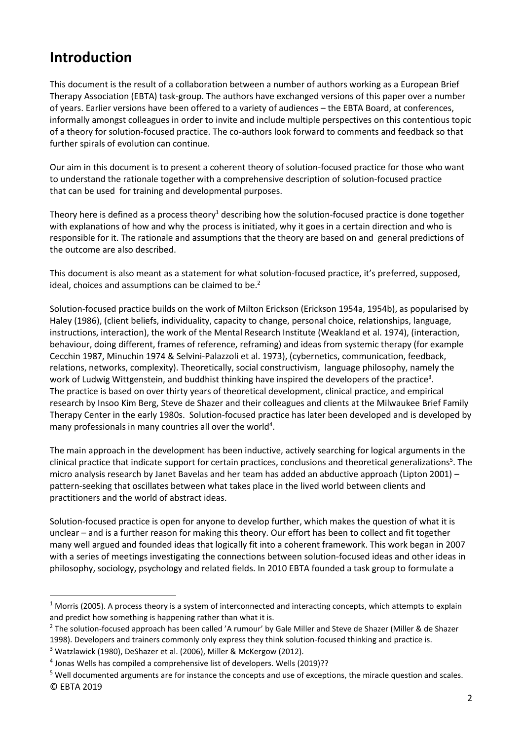# Introduction

This document is the result of a collaboration between a number of authors working as a European Brief Therapy Association (EBTA) task-group. The authors have exchanged versions of this paper over a number of years. Earlier versions have been offered to a variety of audiences – the EBTA Board, at conferences, informally amongst colleagues in order to invite and include multiple perspectives on this contentious topic of a theory for solution-focused practice. The co-authors look forward to comments and feedback so that further spirals of evolution can continue.

Our aim in this document is to present a coherent theory of solution-focused practice for those who want to understand the rationale together with a comprehensive description of solution-focused practice that can be used for training and developmental purposes.

Theory here is defined as a process theory[1] describing how the solution-focused practice is done together with explanations of how and why the process is initiated, why it goes in a certain direction and who is responsible for it. The rationale and assumptions that the theory are based on and general predictions of the outcome are also described.

This document is also meant as a statement for what solution-focused practice, it's preferred, supposed, ideal, choices and assumptions can be claimed to be.[2]

Solution-focused practice builds on the work of Milton Erickson (Erickson 1954a, 1954b), as popularised by Haley (1986), (client beliefs, individuality, capacity to change, personal choice, relationships, language, instructions, interaction), the work of the Mental Research Institute (Weakland et al. 1974), (interaction, behaviour, doing different, frames of reference, reframing) and ideas from systemic therapy (for example Cecchin 1987, Minuchin 1974 & Selvini-Palazzoli et al. 1973), (cybernetics, communication, feedback, relations, networks, complexity). Theoretically, social constructivism, language philosophy, namely the work of Ludwig Wittgenstein, and buddhist thinking have inspired the developers of the practice[3]. The practice is based on over thirty years of theoretical development, clinical practice, and empirical research by Insoo Kim Berg, Steve de Shazer and their colleagues and clients at the Milwaukee Brief Family Therapy Center in the early 1980s. Solution-focused practice has later been developed and is developed by many professionals in many countries all over the world[4].

The main approach in the development has been inductive, actively searching for logical arguments in the clinical practice that indicate support for certain practices, conclusions and theoretical generalizations[5]. The micro analysis research by Janet Bavelas and her team has added an abductive approach (Lipton 2001) – pattern-seeking that oscillates between what takes place in the lived world between clients and practitioners and the world of abstract ideas.

Solution-focused practice is open for anyone to develop further, which makes the question of what it is unclear – and is a further reason for making this theory. Our effort has been to collect and fit together many well argued and founded ideas that logically fit into a coherent framework. This work began in 2007 with a series of meetings investigating the connections between solution-focused ideas and other ideas in philosophy, sociology, psychology and related fields. In 2010 EBTA founded a task group to formulate a

---

[1] Morris (2005). A process theory is a system of interconnected and interacting concepts, which attempts to explain and predict how something is happening rather than what it is.

[2] The solution-focused approach has been called 'A rumour' by Gale Miller and Steve de Shazer (Miller & de Shazer 1998). Developers and trainers commonly only express they think solution-focused thinking and practice is.

[3] Watzlawick (1980), DeShazer et al. (2006), Miller & McKergow (2012).

[4] Jonas Wells has compiled a comprehensive list of developers. Wells (2019)??

[5] Well documented arguments are for instance the concepts and use of exceptions, the miracle question and scales.

© EBTA 2019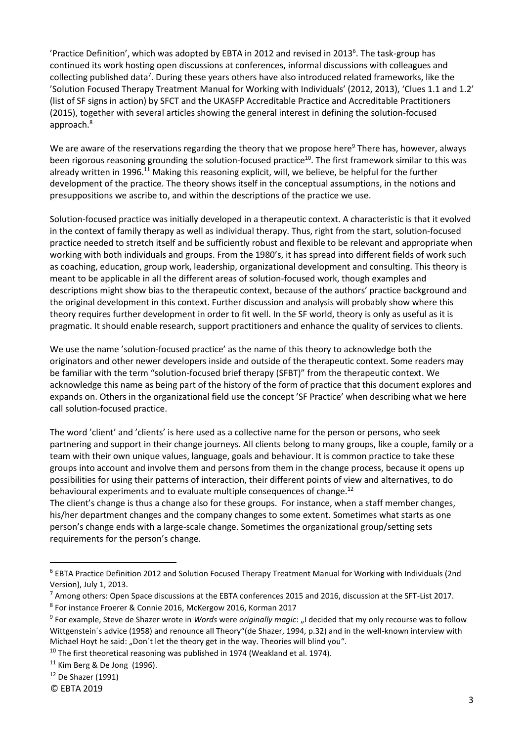'Practice Definition', which was adopted by EBTA in 2012 and revised in 2013[6]. The task-group has continued its work hosting open discussions at conferences, informal discussions with colleagues and collecting published data[7]. During these years others have also introduced related frameworks, like the 'Solution Focused Therapy Treatment Manual for Working with Individuals' (2012, 2013), 'Clues 1.1 and 1.2' (list of SF signs in action) by SFCT and the UKASFP Accreditable Practice and Accreditable Practitioners (2015), together with several articles showing the general interest in defining the solution-focused approach.[8]

We are aware of the reservations regarding the theory that we propose here[9] There has, however, always been rigorous reasoning grounding the solution-focused practice[10]. The first framework similar to this was already written in 1996.[11] Making this reasoning explicit, will, we believe, be helpful for the further development of the practice. The theory shows itself in the conceptual assumptions, in the notions and presuppositions we ascribe to, and within the descriptions of the practice we use.

Solution-focused practice was initially developed in a therapeutic context. A characteristic is that it evolved in the context of family therapy as well as individual therapy. Thus, right from the start, solution-focused practice needed to stretch itself and be sufficiently robust and flexible to be relevant and appropriate when working with both individuals and groups. From the 1980's, it has spread into different fields of work such as coaching, education, group work, leadership, organizational development and consulting. This theory is meant to be applicable in all the different areas of solution-focused work, though examples and descriptions might show bias to the therapeutic context, because of the authors' practice background and the original development in this context. Further discussion and analysis will probably show where this theory requires further development in order to fit well. In the SF world, theory is only as useful as it is pragmatic. It should enable research, support practitioners and enhance the quality of services to clients.

We use the name 'solution-focused practice' as the name of this theory to acknowledge both the originators and other newer developers inside and outside of the therapeutic context. Some readers may be familiar with the term "solution-focused brief therapy (SFBT)" from the therapeutic context. We acknowledge this name as being part of the history of the form of practice that this document explores and expands on. Others in the organizational field use the concept 'SF Practice' when describing what we here call solution-focused practice.

The word 'client' and 'clients' is here used as a collective name for the person or persons, who seek partnering and support in their change journeys. All clients belong to many groups, like a couple, family or a team with their own unique values, language, goals and behaviour. It is common practice to take these groups into account and involve them and persons from them in the change process, because it opens up possibilities for using their patterns of interaction, their different points of view and alternatives, to do behavioural experiments and to evaluate multiple consequences of change.[12]
The client's change is thus a change also for these groups. For instance, when a staff member changes, his/her department changes and the company changes to some extent. Sometimes what starts as one person's change ends with a large-scale change. Sometimes the organizational group/setting sets requirements for the person's change.

---

[6] EBTA Practice Definition 2012 and Solution Focused Therapy Treatment Manual for Working with Individuals (2nd Version), July 1, 2013.

[7] Among others: Open Space discussions at the EBTA conferences 2015 and 2016, discussion at the SFT-List 2017.

[8] For instance Froerer & Connie 2016, McKergow 2016, Korman 2017

[9] For example, Steve de Shazer wrote in *Words* were *originally magic*: „I decided that my only recourse was to follow Wittgenstein´s advice (1958) and renounce all Theory"(de Shazer, 1994, p.32) and in the well-known interview with Michael Hoyt he said: „Don´t let the theory get in the way. Theories will blind you".

[10] The first theoretical reasoning was published in 1974 (Weakland et al. 1974).

[11] Kim Berg & De Jong (1996).

[12] De Shazer (1991)

© EBTA 2019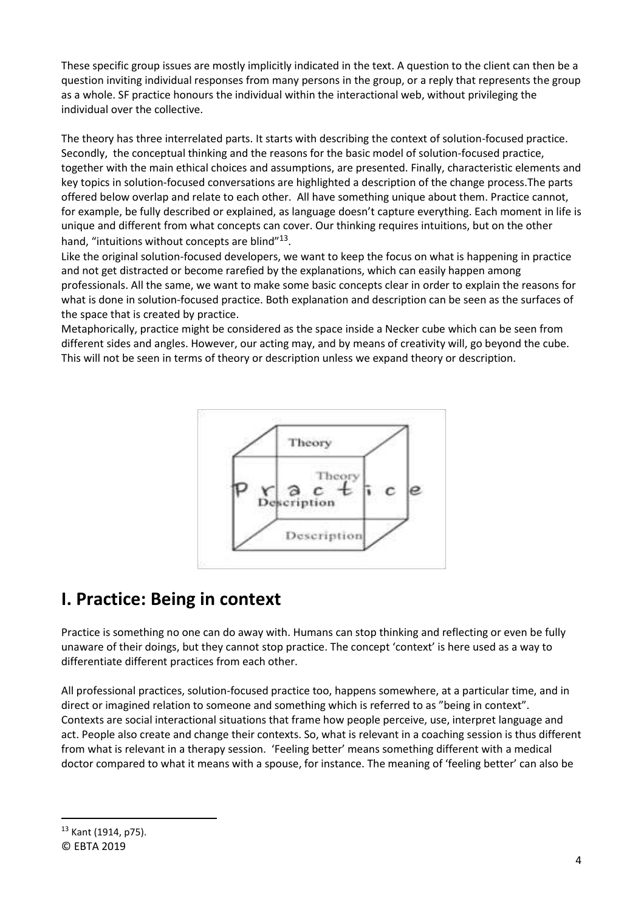These specific group issues are mostly implicitly indicated in the text. A question to the client can then be a question inviting individual responses from many persons in the group, or a reply that represents the group as a whole. SF practice honours the individual within the interactional web, without privileging the individual over the collective.

The theory has three interrelated parts. It starts with describing the context of solution-focused practice. Secondly, the conceptual thinking and the reasons for the basic model of solution-focused practice, together with the main ethical choices and assumptions, are presented. Finally, characteristic elements and key topics in solution-focused conversations are highlighted a description of the change process.The parts offered below overlap and relate to each other. All have something unique about them. Practice cannot, for example, be fully described or explained, as language doesn't capture everything. Each moment in life is unique and different from what concepts can cover. Our thinking requires intuitions, but on the other hand, "intuitions without concepts are blind"[13].

Like the original solution-focused developers, we want to keep the focus on what is happening in practice and not get distracted or become rarefied by the explanations, which can easily happen among professionals. All the same, we want to make some basic concepts clear in order to explain the reasons for what is done in solution-focused practice. Both explanation and description can be seen as the surfaces of the space that is created by practice.

Metaphorically, practice might be considered as the space inside a Necker cube which can be seen from different sides and angles. However, our acting may, and by means of creativity will, go beyond the cube. This will not be seen in terms of theory or description unless we expand theory or description.

# I. Practice: Being in context

Practice is something no one can do away with. Humans can stop thinking and reflecting or even be fully unaware of their doings, but they cannot stop practice. The concept 'context' is here used as a way to differentiate different practices from each other.

All professional practices, solution-focused practice too, happens somewhere, at a particular time, and in direct or imagined relation to someone and something which is referred to as "being in context". Contexts are social interactional situations that frame how people perceive, use, interpret language and act. People also create and change their contexts. So, what is relevant in a coaching session is thus different from what is relevant in a therapy session. 'Feeling better' means something different with a medical doctor compared to what it means with a spouse, for instance. The meaning of 'feeling better' can also be

[13] Kant (1914, p75).

© EBTA 2019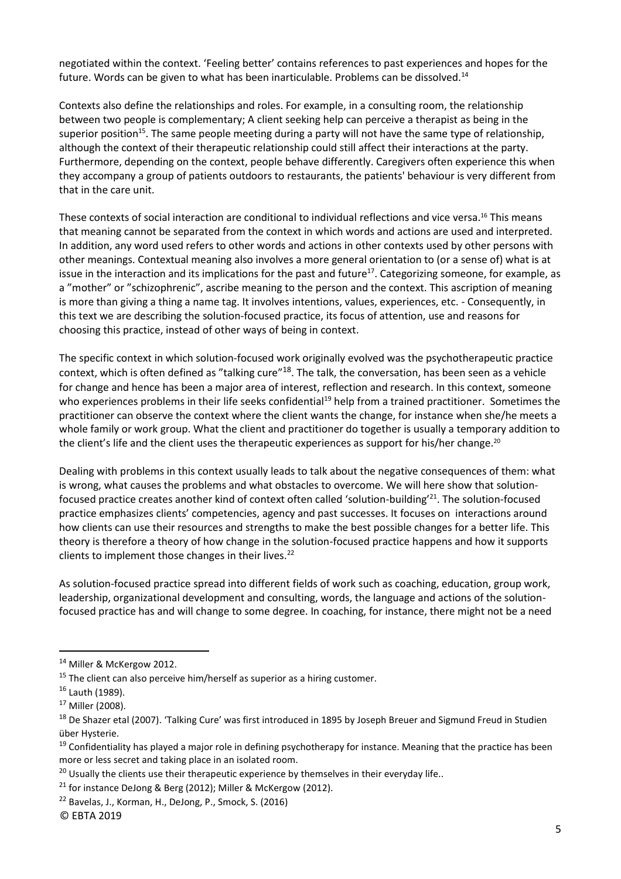negotiated within the context. 'Feeling better' contains references to past experiences and hopes for the future. Words can be given to what has been inarticulable. Problems can be dissolved.[14]

Contexts also define the relationships and roles. For example, in a consulting room, the relationship between two people is complementary; A client seeking help can perceive a therapist as being in the superior position[15]. The same people meeting during a party will not have the same type of relationship, although the context of their therapeutic relationship could still affect their interactions at the party. Furthermore, depending on the context, people behave differently. Caregivers often experience this when they accompany a group of patients outdoors to restaurants, the patients' behaviour is very different from that in the care unit.

These contexts of social interaction are conditional to individual reflections and vice versa.[16] This means that meaning cannot be separated from the context in which words and actions are used and interpreted. In addition, any word used refers to other words and actions in other contexts used by other persons with other meanings. Contextual meaning also involves a more general orientation to (or a sense of) what is at issue in the interaction and its implications for the past and future[17]. Categorizing someone, for example, as a "mother" or "schizophrenic", ascribe meaning to the person and the context. This ascription of meaning is more than giving a thing a name tag. It involves intentions, values, experiences, etc. - Consequently, in this text we are describing the solution-focused practice, its focus of attention, use and reasons for choosing this practice, instead of other ways of being in context.

The specific context in which solution-focused work originally evolved was the psychotherapeutic practice context, which is often defined as "talking cure"[18]. The talk, the conversation, has been seen as a vehicle for change and hence has been a major area of interest, reflection and research. In this context, someone who experiences problems in their life seeks confidential[19] help from a trained practitioner. Sometimes the practitioner can observe the context where the client wants the change, for instance when she/he meets a whole family or work group. What the client and practitioner do together is usually a temporary addition to the client's life and the client uses the therapeutic experiences as support for his/her change.[20]

Dealing with problems in this context usually leads to talk about the negative consequences of them: what is wrong, what causes the problems and what obstacles to overcome. We will here show that solution-focused practice creates another kind of context often called 'solution-building'[21]. The solution-focused practice emphasizes clients' competencies, agency and past successes. It focuses on interactions around how clients can use their resources and strengths to make the best possible changes for a better life. This theory is therefore a theory of how change in the solution-focused practice happens and how it supports clients to implement those changes in their lives.[22]

As solution-focused practice spread into different fields of work such as coaching, education, group work, leadership, organizational development and consulting, words, the language and actions of the solution-focused practice has and will change to some degree. In coaching, for instance, there might not be a need

---

[14] Miller & McKergow 2012.

[15] The client can also perceive him/herself as superior as a hiring customer.

[16] Lauth (1989).

[17] Miller (2008).

[18] De Shazer etal (2007). 'Talking Cure' was first introduced in 1895 by Joseph Breuer and Sigmund Freud in Studien über Hysterie.

[19] Confidentiality has played a major role in defining psychotherapy for instance. Meaning that the practice has been more or less secret and taking place in an isolated room.

[20] Usually the clients use their therapeutic experience by themselves in their everyday life..

[21] for instance DeJong & Berg (2012); Miller & McKergow (2012).

[22] Bavelas, J., Korman, H., DeJong, P., Smock, S. (2016)

© EBTA 2019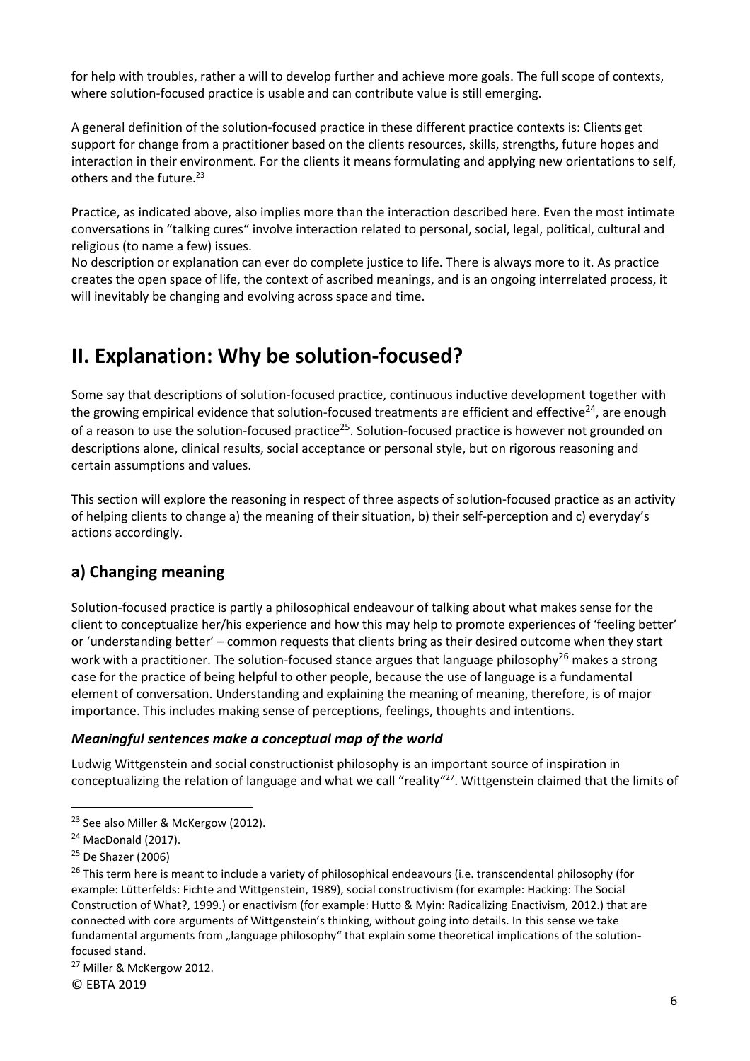for help with troubles, rather a will to develop further and achieve more goals. The full scope of contexts, where solution-focused practice is usable and can contribute value is still emerging.

A general definition of the solution-focused practice in these different practice contexts is: Clients get support for change from a practitioner based on the clients resources, skills, strengths, future hopes and interaction in their environment. For the clients it means formulating and applying new orientations to self, others and the future.[23]

Practice, as indicated above, also implies more than the interaction described here. Even the most intimate conversations in "talking cures" involve interaction related to personal, social, legal, political, cultural and religious (to name a few) issues.

No description or explanation can ever do complete justice to life. There is always more to it. As practice creates the open space of life, the context of ascribed meanings, and is an ongoing interrelated process, it will inevitably be changing and evolving across space and time.

# II. Explanation: Why be solution-focused?

Some say that descriptions of solution-focused practice, continuous inductive development together with the growing empirical evidence that solution-focused treatments are efficient and effective[24], are enough of a reason to use the solution-focused practice[25]. Solution-focused practice is however not grounded on descriptions alone, clinical results, social acceptance or personal style, but on rigorous reasoning and certain assumptions and values.

This section will explore the reasoning in respect of three aspects of solution-focused practice as an activity of helping clients to change a) the meaning of their situation, b) their self-perception and c) everyday's actions accordingly.

## a) Changing meaning

Solution-focused practice is partly a philosophical endeavour of talking about what makes sense for the client to conceptualize her/his experience and how this may help to promote experiences of 'feeling better' or 'understanding better' – common requests that clients bring as their desired outcome when they start work with a practitioner. The solution-focused stance argues that language philosophy[26] makes a strong case for the practice of being helpful to other people, because the use of language is a fundamental element of conversation. Understanding and explaining the meaning of meaning, therefore, is of major importance. This includes making sense of perceptions, feelings, thoughts and intentions.

### *Meaningful sentences make a conceptual map of the world*

Ludwig Wittgenstein and social constructionist philosophy is an important source of inspiration in conceptualizing the relation of language and what we call "reality"[27]. Wittgenstein claimed that the limits of

---

[23] See also Miller & McKergow (2012).

[24] MacDonald (2017).

[25] De Shazer (2006)

[26] This term here is meant to include a variety of philosophical endeavours (i.e. transcendental philosophy (for example: Lütterfelds: Fichte and Wittgenstein, 1989), social constructivism (for example: Hacking: The Social Construction of What?, 1999.) or enactivism (for example: Hutto & Myin: Radicalizing Enactivism, 2012.) that are connected with core arguments of Wittgenstein's thinking, without going into details. In this sense we take fundamental arguments from „language philosophy" that explain some theoretical implications of the solution-focused stand.

[27] Miller & McKergow 2012.

© EBTA 2019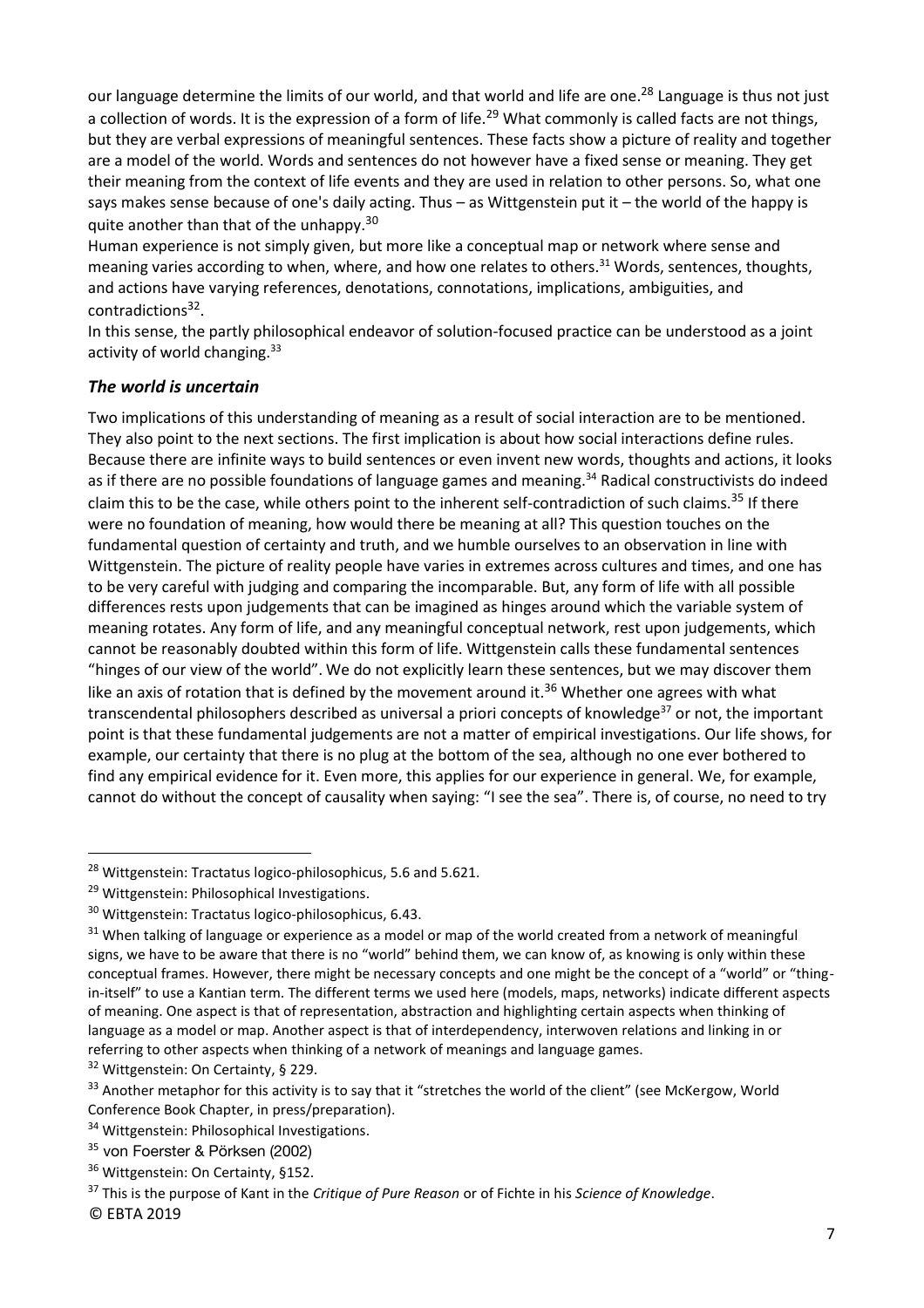our language determine the limits of our world, and that world and life are one.[28] Language is thus not just a collection of words. It is the expression of a form of life.[29] What commonly is called facts are not things, but they are verbal expressions of meaningful sentences. These facts show a picture of reality and together are a model of the world. Words and sentences do not however have a fixed sense or meaning. They get their meaning from the context of life events and they are used in relation to other persons. So, what one says makes sense because of one's daily acting. Thus – as Wittgenstein put it – the world of the happy is quite another than that of the unhappy.[30]

Human experience is not simply given, but more like a conceptual map or network where sense and meaning varies according to when, where, and how one relates to others.[31] Words, sentences, thoughts, and actions have varying references, denotations, connotations, implications, ambiguities, and contradictions[32].

In this sense, the partly philosophical endeavor of solution-focused practice can be understood as a joint activity of world changing.[33]

### *The world is uncertain*

Two implications of this understanding of meaning as a result of social interaction are to be mentioned. They also point to the next sections. The first implication is about how social interactions define rules. Because there are infinite ways to build sentences or even invent new words, thoughts and actions, it looks as if there are no possible foundations of language games and meaning.[34] Radical constructivists do indeed claim this to be the case, while others point to the inherent self-contradiction of such claims.[35] If there were no foundation of meaning, how would there be meaning at all? This question touches on the fundamental question of certainty and truth, and we humble ourselves to an observation in line with Wittgenstein. The picture of reality people have varies in extremes across cultures and times, and one has to be very careful with judging and comparing the incomparable. But, any form of life with all possible differences rests upon judgements that can be imagined as hinges around which the variable system of meaning rotates. Any form of life, and any meaningful conceptual network, rest upon judgements, which cannot be reasonably doubted within this form of life. Wittgenstein calls these fundamental sentences "hinges of our view of the world". We do not explicitly learn these sentences, but we may discover them like an axis of rotation that is defined by the movement around it.[36] Whether one agrees with what transcendental philosophers described as universal a priori concepts of knowledge[37] or not, the important point is that these fundamental judgements are not a matter of empirical investigations. Our life shows, for example, our certainty that there is no plug at the bottom of the sea, although no one ever bothered to find any empirical evidence for it. Even more, this applies for our experience in general. We, for example, cannot do without the concept of causality when saying: "I see the sea". There is, of course, no need to try

---

[28] Wittgenstein: Tractatus logico-philosophicus, 5.6 and 5.621.

[29] Wittgenstein: Philosophical Investigations.

[30] Wittgenstein: Tractatus logico-philosophicus, 6.43.

[31] When talking of language or experience as a model or map of the world created from a network of meaningful signs, we have to be aware that there is no "world" behind them, we can know of, as knowing is only within these conceptual frames. However, there might be necessary concepts and one might be the concept of a "world" or "thing-in-itself" to use a Kantian term. The different terms we used here (models, maps, networks) indicate different aspects of meaning. One aspect is that of representation, abstraction and highlighting certain aspects when thinking of language as a model or map. Another aspect is that of interdependency, interwoven relations and linking in or referring to other aspects when thinking of a network of meanings and language games.

[32] Wittgenstein: On Certainty, § 229.

[33] Another metaphor for this activity is to say that it "stretches the world of the client" (see McKergow, World Conference Book Chapter, in press/preparation).

[34] Wittgenstein: Philosophical Investigations.

[35] von Foerster & Pörksen (2002)

[36] Wittgenstein: On Certainty, §152.

[37] This is the purpose of Kant in the *Critique of Pure Reason* or of Fichte in his *Science of Knowledge*.

© EBTA 2019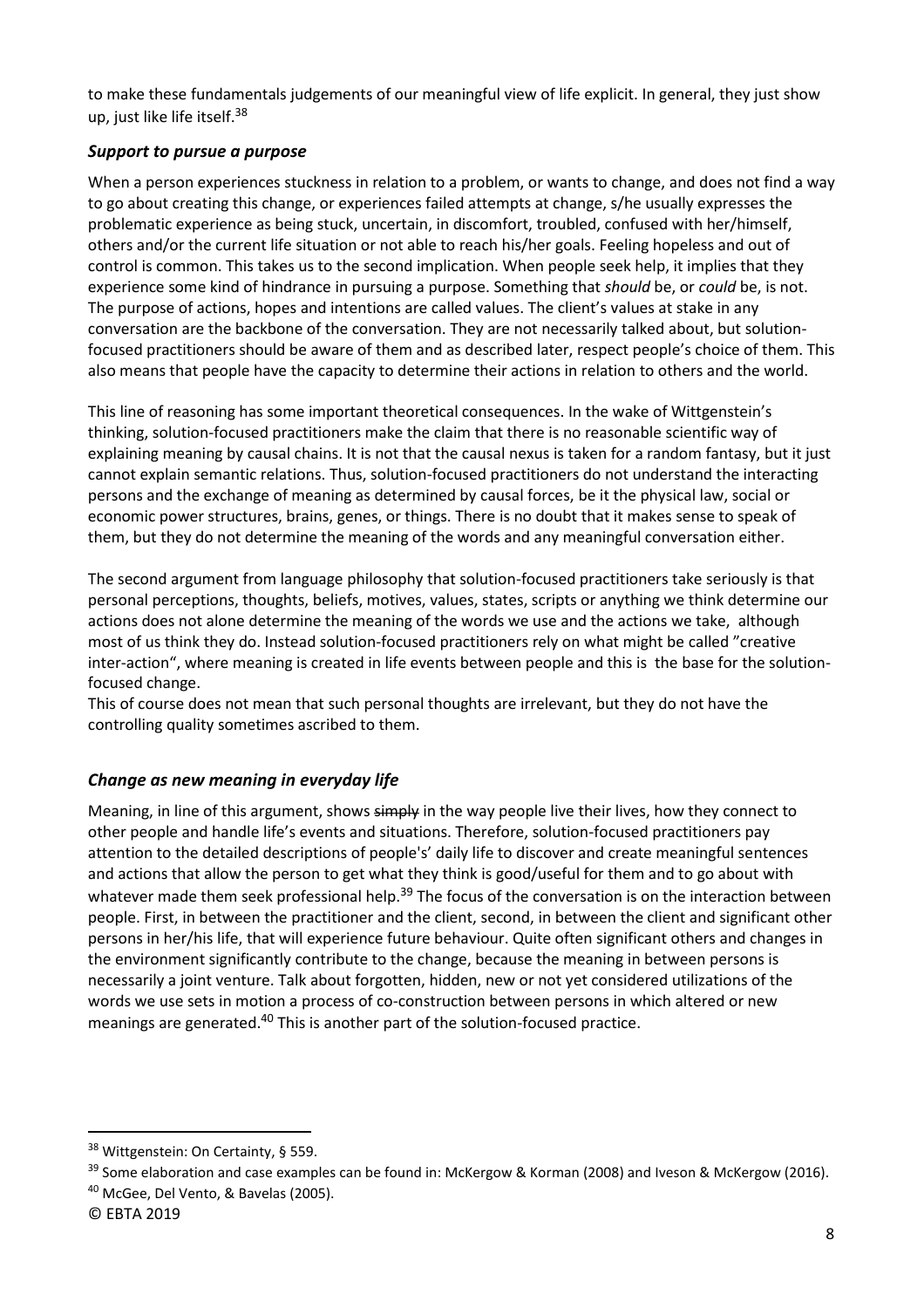to make these fundamentals judgements of our meaningful view of life explicit. In general, they just show up, just like life itself.[38]

### *Support to pursue a purpose*

When a person experiences stuckness in relation to a problem, or wants to change, and does not find a way to go about creating this change, or experiences failed attempts at change, s/he usually expresses the problematic experience as being stuck, uncertain, in discomfort, troubled, confused with her/himself, others and/or the current life situation or not able to reach his/her goals. Feeling hopeless and out of control is common. This takes us to the second implication. When people seek help, it implies that they experience some kind of hindrance in pursuing a purpose. Something that *should* be, or *could* be, is not. The purpose of actions, hopes and intentions are called values. The client's values at stake in any conversation are the backbone of the conversation. They are not necessarily talked about, but solution-focused practitioners should be aware of them and as described later, respect people's choice of them. This also means that people have the capacity to determine their actions in relation to others and the world.

This line of reasoning has some important theoretical consequences. In the wake of Wittgenstein's thinking, solution-focused practitioners make the claim that there is no reasonable scientific way of explaining meaning by causal chains. It is not that the causal nexus is taken for a random fantasy, but it just cannot explain semantic relations. Thus, solution-focused practitioners do not understand the interacting persons and the exchange of meaning as determined by causal forces, be it the physical law, social or economic power structures, brains, genes, or things. There is no doubt that it makes sense to speak of them, but they do not determine the meaning of the words and any meaningful conversation either.

The second argument from language philosophy that solution-focused practitioners take seriously is that personal perceptions, thoughts, beliefs, motives, values, states, scripts or anything we think determine our actions does not alone determine the meaning of the words we use and the actions we take, although most of us think they do. Instead solution-focused practitioners rely on what might be called "creative inter-action", where meaning is created in life events between people and this is the base for the solution-focused change.

This of course does not mean that such personal thoughts are irrelevant, but they do not have the controlling quality sometimes ascribed to them.

### *Change as new meaning in everyday life*

Meaning, in line of this argument, shows ~~simply~~ in the way people live their lives, how they connect to other people and handle life's events and situations. Therefore, solution-focused practitioners pay attention to the detailed descriptions of people's' daily life to discover and create meaningful sentences and actions that allow the person to get what they think is good/useful for them and to go about with whatever made them seek professional help.[39] The focus of the conversation is on the interaction between people. First, in between the practitioner and the client, second, in between the client and significant other persons in her/his life, that will experience future behaviour. Quite often significant others and changes in the environment significantly contribute to the change, because the meaning in between persons is necessarily a joint venture. Talk about forgotten, hidden, new or not yet considered utilizations of the words we use sets in motion a process of co-construction between persons in which altered or new meanings are generated.[40] This is another part of the solution-focused practice.

---

[38] Wittgenstein: On Certainty, § 559.

[39] Some elaboration and case examples can be found in: McKergow & Korman (2008) and Iveson & McKergow (2016).

[40] McGee, Del Vento, & Bavelas (2005).

© EBTA 2019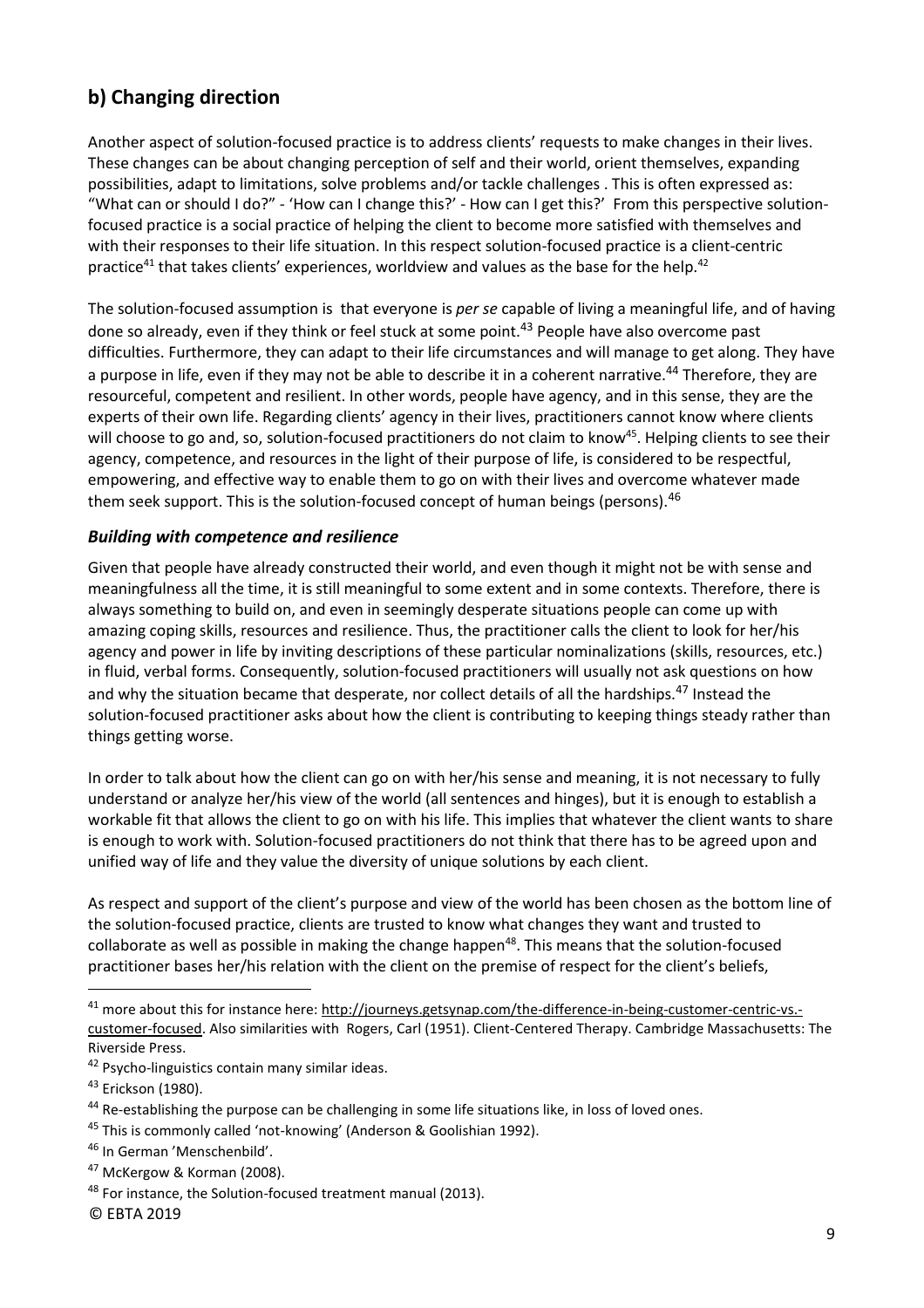## b) Changing direction

Another aspect of solution-focused practice is to address clients' requests to make changes in their lives. These changes can be about changing perception of self and their world, orient themselves, expanding possibilities, adapt to limitations, solve problems and/or tackle challenges . This is often expressed as: "What can or should I do?" - 'How can I change this?' - How can I get this?' From this perspective solution-focused practice is a social practice of helping the client to become more satisfied with themselves and with their responses to their life situation. In this respect solution-focused practice is a client-centric practice[41] that takes clients' experiences, worldview and values as the base for the help.[42]

The solution-focused assumption is that everyone is *per se* capable of living a meaningful life, and of having done so already, even if they think or feel stuck at some point.[43] People have also overcome past difficulties. Furthermore, they can adapt to their life circumstances and will manage to get along. They have a purpose in life, even if they may not be able to describe it in a coherent narrative.[44] Therefore, they are resourceful, competent and resilient. In other words, people have agency, and in this sense, they are the experts of their own life. Regarding clients' agency in their lives, practitioners cannot know where clients will choose to go and, so, solution-focused practitioners do not claim to know[45]. Helping clients to see their agency, competence, and resources in the light of their purpose of life, is considered to be respectful, empowering, and effective way to enable them to go on with their lives and overcome whatever made them seek support. This is the solution-focused concept of human beings (persons).[46]

### *Building with competence and resilience*

Given that people have already constructed their world, and even though it might not be with sense and meaningfulness all the time, it is still meaningful to some extent and in some contexts. Therefore, there is always something to build on, and even in seemingly desperate situations people can come up with amazing coping skills, resources and resilience. Thus, the practitioner calls the client to look for her/his agency and power in life by inviting descriptions of these particular nominalizations (skills, resources, etc.) in fluid, verbal forms. Consequently, solution-focused practitioners will usually not ask questions on how and why the situation became that desperate, nor collect details of all the hardships.[47] Instead the solution-focused practitioner asks about how the client is contributing to keeping things steady rather than things getting worse.

In order to talk about how the client can go on with her/his sense and meaning, it is not necessary to fully understand or analyze her/his view of the world (all sentences and hinges), but it is enough to establish a workable fit that allows the client to go on with his life. This implies that whatever the client wants to share is enough to work with. Solution-focused practitioners do not think that there has to be agreed upon and unified way of life and they value the diversity of unique solutions by each client.

As respect and support of the client's purpose and view of the world has been chosen as the bottom line of the solution-focused practice, clients are trusted to know what changes they want and trusted to collaborate as well as possible in making the change happen[48]. This means that the solution-focused practitioner bases her/his relation with the client on the premise of respect for the client's beliefs,

---

[41] more about this for instance here: http://journeys.getsynap.com/the-difference-in-being-customer-centric-vs.-customer-focused. Also similarities with Rogers, Carl (1951). Client-Centered Therapy. Cambridge Massachusetts: The Riverside Press.

[42] Psycho-linguistics contain many similar ideas.

[43] Erickson (1980).

[44] Re-establishing the purpose can be challenging in some life situations like, in loss of loved ones.

[45] This is commonly called 'not-knowing' (Anderson & Goolishian 1992).

[46] In German 'Menschenbild'.

[47] McKergow & Korman (2008).

[48] For instance, the Solution-focused treatment manual (2013).

© EBTA 2019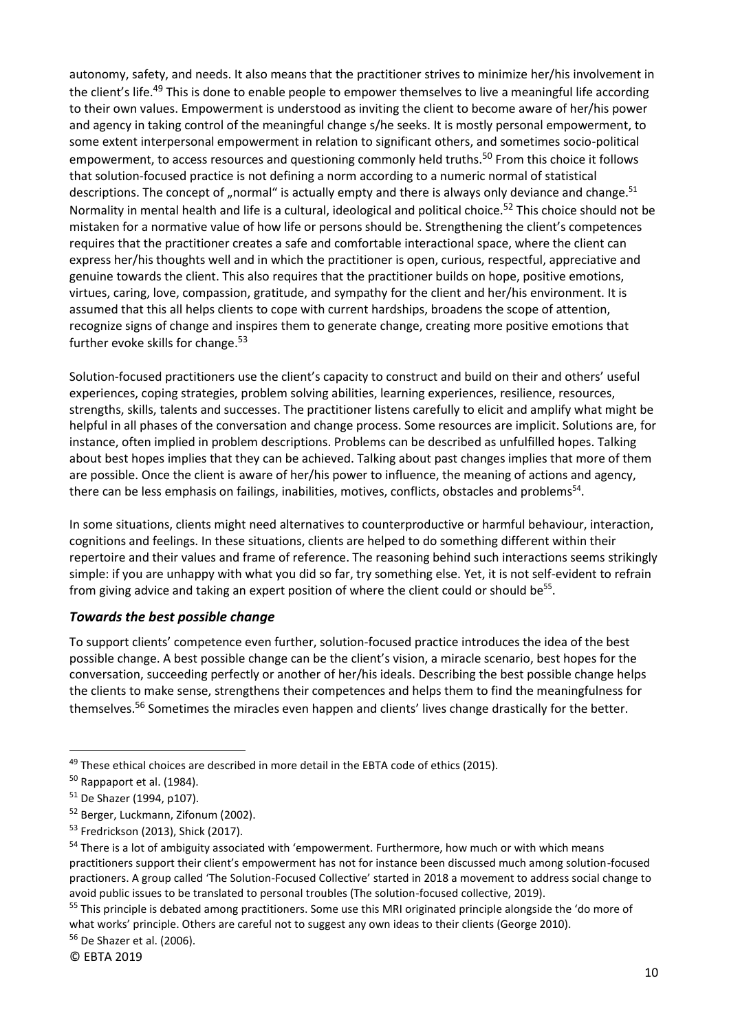autonomy, safety, and needs. It also means that the practitioner strives to minimize her/his involvement in the client's life.[49] This is done to enable people to empower themselves to live a meaningful life according to their own values. Empowerment is understood as inviting the client to become aware of her/his power and agency in taking control of the meaningful change s/he seeks. It is mostly personal empowerment, to some extent interpersonal empowerment in relation to significant others, and sometimes socio-political empowerment, to access resources and questioning commonly held truths.[50] From this choice it follows that solution-focused practice is not defining a norm according to a numeric normal of statistical descriptions. The concept of „normal" is actually empty and there is always only deviance and change.[51] Normality in mental health and life is a cultural, ideological and political choice.[52] This choice should not be mistaken for a normative value of how life or persons should be. Strengthening the client's competences requires that the practitioner creates a safe and comfortable interactional space, where the client can express her/his thoughts well and in which the practitioner is open, curious, respectful, appreciative and genuine towards the client. This also requires that the practitioner builds on hope, positive emotions, virtues, caring, love, compassion, gratitude, and sympathy for the client and her/his environment. It is assumed that this all helps clients to cope with current hardships, broadens the scope of attention, recognize signs of change and inspires them to generate change, creating more positive emotions that further evoke skills for change.[53]

Solution-focused practitioners use the client's capacity to construct and build on their and others' useful experiences, coping strategies, problem solving abilities, learning experiences, resilience, resources, strengths, skills, talents and successes. The practitioner listens carefully to elicit and amplify what might be helpful in all phases of the conversation and change process. Some resources are implicit. Solutions are, for instance, often implied in problem descriptions. Problems can be described as unfulfilled hopes. Talking about best hopes implies that they can be achieved. Talking about past changes implies that more of them are possible. Once the client is aware of her/his power to influence, the meaning of actions and agency, there can be less emphasis on failings, inabilities, motives, conflicts, obstacles and problems[54].

In some situations, clients might need alternatives to counterproductive or harmful behaviour, interaction, cognitions and feelings. In these situations, clients are helped to do something different within their repertoire and their values and frame of reference. The reasoning behind such interactions seems strikingly simple: if you are unhappy with what you did so far, try something else. Yet, it is not self-evident to refrain from giving advice and taking an expert position of where the client could or should be[55].

### *Towards the best possible change*

To support clients' competence even further, solution-focused practice introduces the idea of the best possible change. A best possible change can be the client's vision, a miracle scenario, best hopes for the conversation, succeeding perfectly or another of her/his ideals. Describing the best possible change helps the clients to make sense, strengthens their competences and helps them to find the meaningfulness for themselves.[56] Sometimes the miracles even happen and clients' lives change drastically for the better.

---

[49] These ethical choices are described in more detail in the EBTA code of ethics (2015).

[50] Rappaport et al. (1984).

[51] De Shazer (1994, p107).

[52] Berger, Luckmann, Zifonum (2002).

[53] Fredrickson (2013), Shick (2017).

[54] There is a lot of ambiguity associated with 'empowerment. Furthermore, how much or with which means practitioners support their client's empowerment has not for instance been discussed much among solution-focused practioners. A group called 'The Solution-Focused Collective' started in 2018 a movement to address social change to avoid public issues to be translated to personal troubles (The solution-focused collective, 2019).

[55] This principle is debated among practitioners. Some use this MRI originated principle alongside the 'do more of what works' principle. Others are careful not to suggest any own ideas to their clients (George 2010).

[56] De Shazer et al. (2006).

© EBTA 2019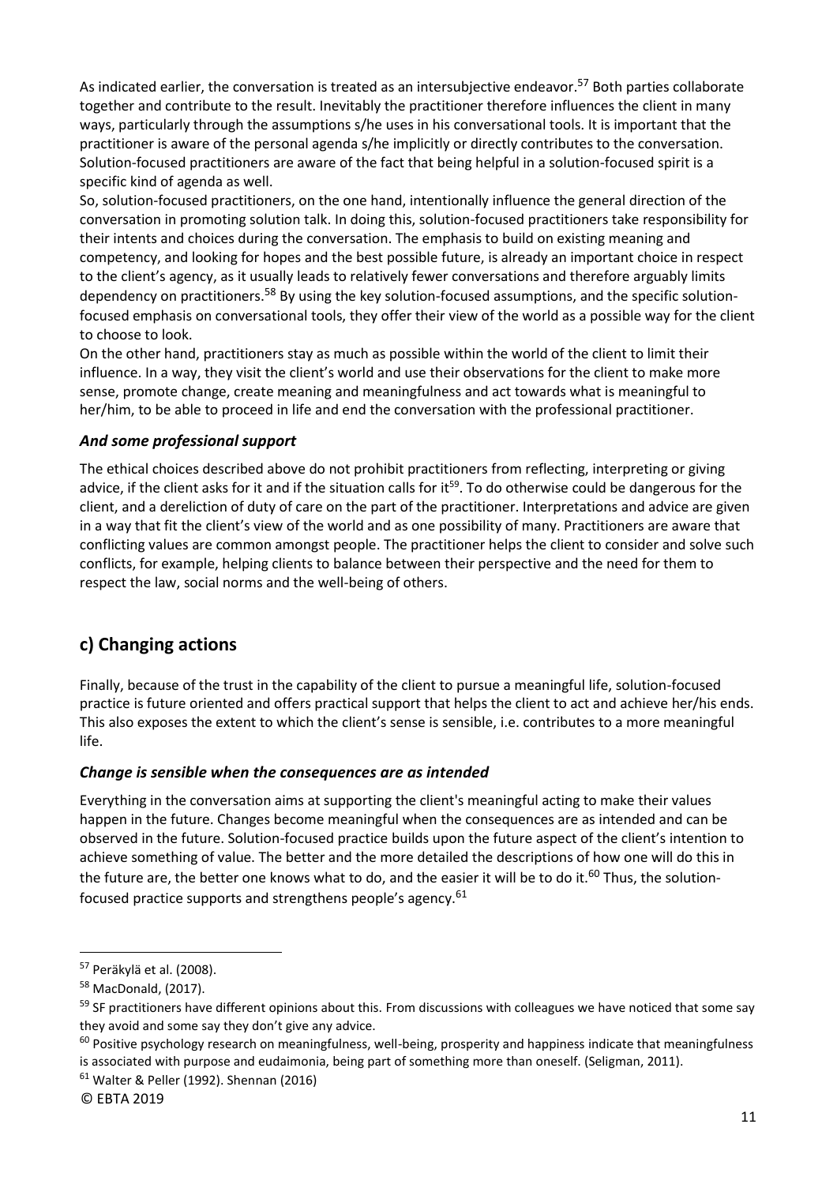As indicated earlier, the conversation is treated as an intersubjective endeavor.[57] Both parties collaborate together and contribute to the result. Inevitably the practitioner therefore influences the client in many ways, particularly through the assumptions s/he uses in his conversational tools. It is important that the practitioner is aware of the personal agenda s/he implicitly or directly contributes to the conversation. Solution-focused practitioners are aware of the fact that being helpful in a solution-focused spirit is a specific kind of agenda as well.

So, solution-focused practitioners, on the one hand, intentionally influence the general direction of the conversation in promoting solution talk. In doing this, solution-focused practitioners take responsibility for their intents and choices during the conversation. The emphasis to build on existing meaning and competency, and looking for hopes and the best possible future, is already an important choice in respect to the client's agency, as it usually leads to relatively fewer conversations and therefore arguably limits dependency on practitioners.[58] By using the key solution-focused assumptions, and the specific solution-focused emphasis on conversational tools, they offer their view of the world as a possible way for the client to choose to look.

On the other hand, practitioners stay as much as possible within the world of the client to limit their influence. In a way, they visit the client's world and use their observations for the client to make more sense, promote change, create meaning and meaningfulness and act towards what is meaningful to her/him, to be able to proceed in life and end the conversation with the professional practitioner.

### *And some professional support*

The ethical choices described above do not prohibit practitioners from reflecting, interpreting or giving advice, if the client asks for it and if the situation calls for it[59]. To do otherwise could be dangerous for the client, and a dereliction of duty of care on the part of the practitioner. Interpretations and advice are given in a way that fit the client's view of the world and as one possibility of many. Practitioners are aware that conflicting values are common amongst people. The practitioner helps the client to consider and solve such conflicts, for example, helping clients to balance between their perspective and the need for them to respect the law, social norms and the well-being of others.

## c) Changing actions

Finally, because of the trust in the capability of the client to pursue a meaningful life, solution-focused practice is future oriented and offers practical support that helps the client to act and achieve her/his ends. This also exposes the extent to which the client's sense is sensible, i.e. contributes to a more meaningful life.

### *Change is sensible when the consequences are as intended*

Everything in the conversation aims at supporting the client's meaningful acting to make their values happen in the future. Changes become meaningful when the consequences are as intended and can be observed in the future. Solution-focused practice builds upon the future aspect of the client's intention to achieve something of value. The better and the more detailed the descriptions of how one will do this in the future are, the better one knows what to do, and the easier it will be to do it.[60] Thus, the solution-focused practice supports and strengthens people's agency.[61]

---

[57] Peräkylä et al. (2008).

[58] MacDonald, (2017).

[59] SF practitioners have different opinions about this. From discussions with colleagues we have noticed that some say they avoid and some say they don't give any advice.

[60] Positive psychology research on meaningfulness, well-being, prosperity and happiness indicate that meaningfulness is associated with purpose and eudaimonia, being part of something more than oneself. (Seligman, 2011).

[61] Walter & Peller (1992). Shennan (2016)

© EBTA 2019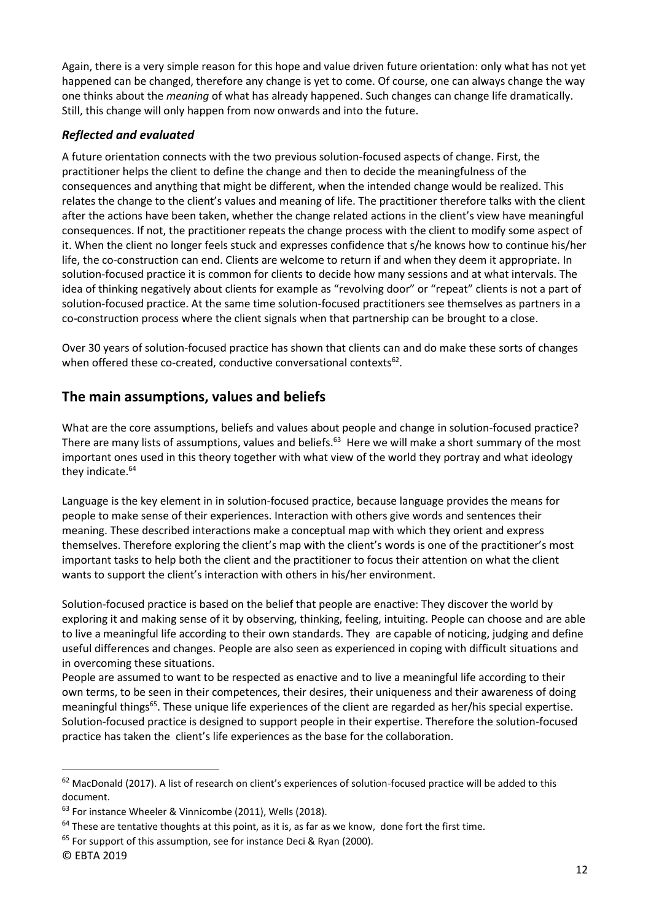Again, there is a very simple reason for this hope and value driven future orientation: only what has not yet happened can be changed, therefore any change is yet to come. Of course, one can always change the way one thinks about the *meaning* of what has already happened. Such changes can change life dramatically. Still, this change will only happen from now onwards and into the future.

### *Reflected and evaluated*

A future orientation connects with the two previous solution-focused aspects of change. First, the practitioner helps the client to define the change and then to decide the meaningfulness of the consequences and anything that might be different, when the intended change would be realized. This relates the change to the client's values and meaning of life. The practitioner therefore talks with the client after the actions have been taken, whether the change related actions in the client's view have meaningful consequences. If not, the practitioner repeats the change process with the client to modify some aspect of it. When the client no longer feels stuck and expresses confidence that s/he knows how to continue his/her life, the co-construction can end. Clients are welcome to return if and when they deem it appropriate. In solution-focused practice it is common for clients to decide how many sessions and at what intervals. The idea of thinking negatively about clients for example as "revolving door" or "repeat" clients is not a part of solution-focused practice. At the same time solution-focused practitioners see themselves as partners in a co-construction process where the client signals when that partnership can be brought to a close.

Over 30 years of solution-focused practice has shown that clients can and do make these sorts of changes when offered these co-created, conductive conversational contexts[62].

## The main assumptions, values and beliefs

What are the core assumptions, beliefs and values about people and change in solution-focused practice? There are many lists of assumptions, values and beliefs.[63] Here we will make a short summary of the most important ones used in this theory together with what view of the world they portray and what ideology they indicate.[64]

Language is the key element in in solution-focused practice, because language provides the means for people to make sense of their experiences. Interaction with others give words and sentences their meaning. These described interactions make a conceptual map with which they orient and express themselves. Therefore exploring the client's map with the client's words is one of the practitioner's most important tasks to help both the client and the practitioner to focus their attention on what the client wants to support the client's interaction with others in his/her environment.

Solution-focused practice is based on the belief that people are enactive: They discover the world by exploring it and making sense of it by observing, thinking, feeling, intuiting. People can choose and are able to live a meaningful life according to their own standards. They are capable of noticing, judging and define useful differences and changes. People are also seen as experienced in coping with difficult situations and in overcoming these situations.

People are assumed to want to be respected as enactive and to live a meaningful life according to their own terms, to be seen in their competences, their desires, their uniqueness and their awareness of doing meaningful things[65]. These unique life experiences of the client are regarded as her/his special expertise. Solution-focused practice is designed to support people in their expertise. Therefore the solution-focused practice has taken the client's life experiences as the base for the collaboration.

---

[62] MacDonald (2017). A list of research on client's experiences of solution-focused practice will be added to this document.

[63] For instance Wheeler & Vinnicombe (2011), Wells (2018).

[64] These are tentative thoughts at this point, as it is, as far as we know, done fort the first time.

[65] For support of this assumption, see for instance Deci & Ryan (2000).

© EBTA 2019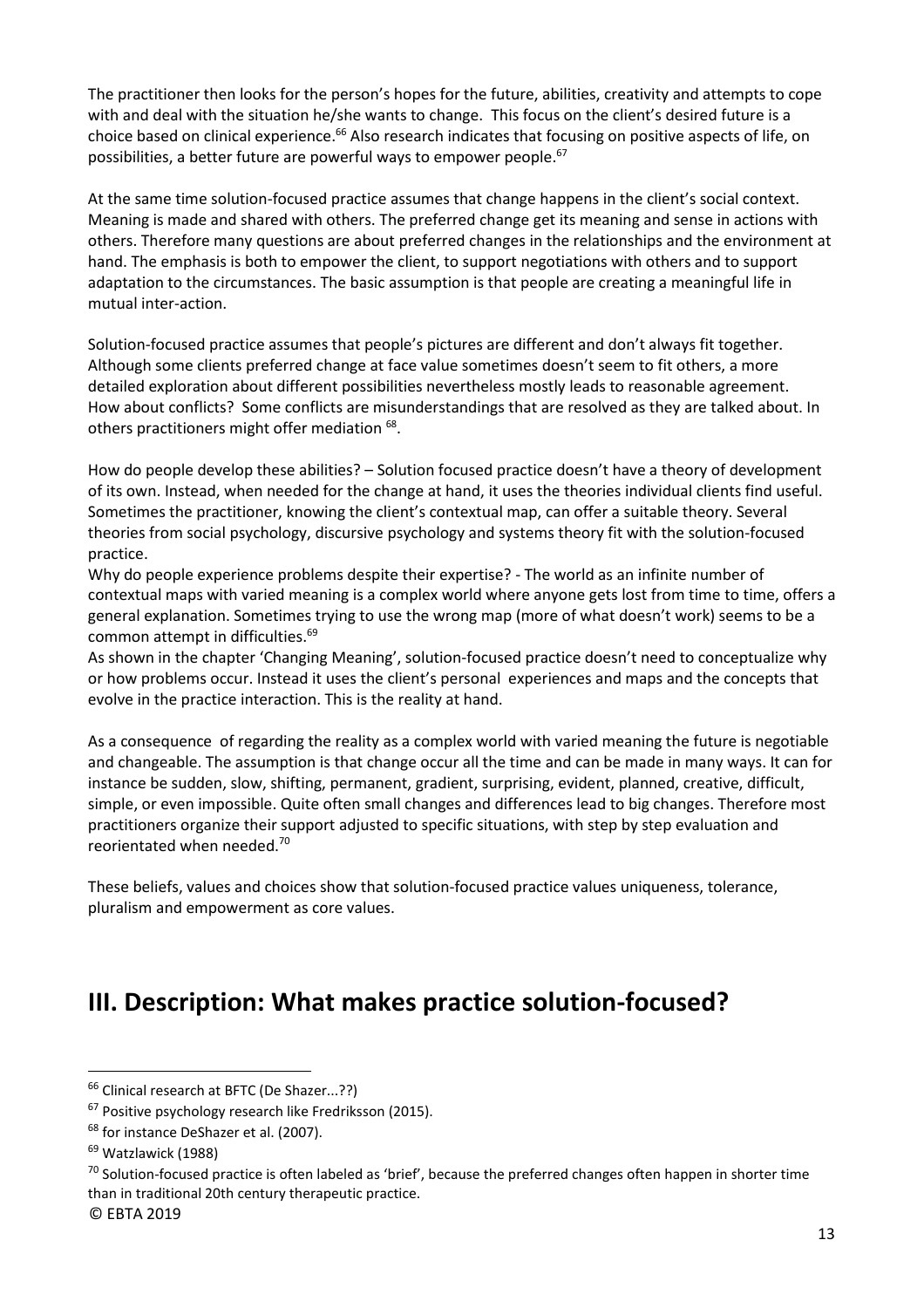The practitioner then looks for the person's hopes for the future, abilities, creativity and attempts to cope with and deal with the situation he/she wants to change. This focus on the client's desired future is a choice based on clinical experience.[66] Also research indicates that focusing on positive aspects of life, on possibilities, a better future are powerful ways to empower people.[67]

At the same time solution-focused practice assumes that change happens in the client's social context. Meaning is made and shared with others. The preferred change get its meaning and sense in actions with others. Therefore many questions are about preferred changes in the relationships and the environment at hand. The emphasis is both to empower the client, to support negotiations with others and to support adaptation to the circumstances. The basic assumption is that people are creating a meaningful life in mutual inter-action.

Solution-focused practice assumes that people's pictures are different and don't always fit together. Although some clients preferred change at face value sometimes doesn't seem to fit others, a more detailed exploration about different possibilities nevertheless mostly leads to reasonable agreement. How about conflicts? Some conflicts are misunderstandings that are resolved as they are talked about. In others practitioners might offer mediation [68].

How do people develop these abilities? – Solution focused practice doesn't have a theory of development of its own. Instead, when needed for the change at hand, it uses the theories individual clients find useful. Sometimes the practitioner, knowing the client's contextual map, can offer a suitable theory. Several theories from social psychology, discursive psychology and systems theory fit with the solution-focused practice.
Why do people experience problems despite their expertise? - The world as an infinite number of contextual maps with varied meaning is a complex world where anyone gets lost from time to time, offers a general explanation. Sometimes trying to use the wrong map (more of what doesn't work) seems to be a common attempt in difficulties.[69]
As shown in the chapter 'Changing Meaning', solution-focused practice doesn't need to conceptualize why or how problems occur. Instead it uses the client's personal experiences and maps and the concepts that evolve in the practice interaction. This is the reality at hand.

As a consequence of regarding the reality as a complex world with varied meaning the future is negotiable and changeable. The assumption is that change occur all the time and can be made in many ways. It can for instance be sudden, slow, shifting, permanent, gradient, surprising, evident, planned, creative, difficult, simple, or even impossible. Quite often small changes and differences lead to big changes. Therefore most practitioners organize their support adjusted to specific situations, with step by step evaluation and reorientated when needed.[70]

These beliefs, values and choices show that solution-focused practice values uniqueness, tolerance, pluralism and empowerment as core values.

# III. Description: What makes practice solution-focused?

---

[66] Clinical research at BFTC (De Shazer...??)

[67] Positive psychology research like Fredriksson (2015).

[68] for instance DeShazer et al. (2007).

[69] Watzlawick (1988)

[70] Solution-focused practice is often labeled as 'brief', because the preferred changes often happen in shorter time than in traditional 20th century therapeutic practice.

© EBTA 2019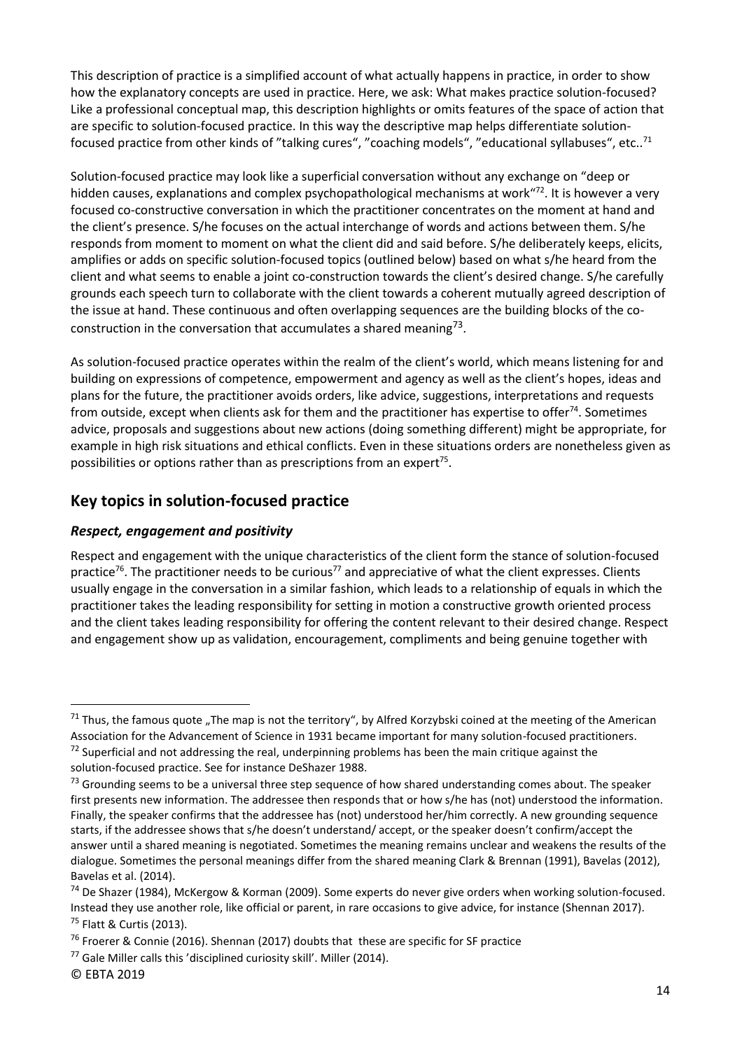This description of practice is a simplified account of what actually happens in practice, in order to show how the explanatory concepts are used in practice. Here, we ask: What makes practice solution-focused? Like a professional conceptual map, this description highlights or omits features of the space of action that are specific to solution-focused practice. In this way the descriptive map helps differentiate solution-focused practice from other kinds of "talking cures", "coaching models", "educational syllabuses", etc..[71]

Solution-focused practice may look like a superficial conversation without any exchange on "deep or hidden causes, explanations and complex psychopathological mechanisms at work"[72]. It is however a very focused co-constructive conversation in which the practitioner concentrates on the moment at hand and the client's presence. S/he focuses on the actual interchange of words and actions between them. S/he responds from moment to moment on what the client did and said before. S/he deliberately keeps, elicits, amplifies or adds on specific solution-focused topics (outlined below) based on what s/he heard from the client and what seems to enable a joint co-construction towards the client's desired change. S/he carefully grounds each speech turn to collaborate with the client towards a coherent mutually agreed description of the issue at hand. These continuous and often overlapping sequences are the building blocks of the co-construction in the conversation that accumulates a shared meaning[73].

As solution-focused practice operates within the realm of the client's world, which means listening for and building on expressions of competence, empowerment and agency as well as the client's hopes, ideas and plans for the future, the practitioner avoids orders, like advice, suggestions, interpretations and requests from outside, except when clients ask for them and the practitioner has expertise to offer[74]. Sometimes advice, proposals and suggestions about new actions (doing something different) might be appropriate, for example in high risk situations and ethical conflicts. Even in these situations orders are nonetheless given as possibilities or options rather than as prescriptions from an expert[75].

## Key topics in solution-focused practice

### *Respect, engagement and positivity*

Respect and engagement with the unique characteristics of the client form the stance of solution-focused practice[76]. The practitioner needs to be curious[77] and appreciative of what the client expresses. Clients usually engage in the conversation in a similar fashion, which leads to a relationship of equals in which the practitioner takes the leading responsibility for setting in motion a constructive growth oriented process and the client takes leading responsibility for offering the content relevant to their desired change. Respect and engagement show up as validation, encouragement, compliments and being genuine together with

---

[71] Thus, the famous quote „The map is not the territory", by Alfred Korzybski coined at the meeting of the American Association for the Advancement of Science in 1931 became important for many solution-focused practitioners.

[72] Superficial and not addressing the real, underpinning problems has been the main critique against the solution-focused practice. See for instance DeShazer 1988.

[73] Grounding seems to be a universal three step sequence of how shared understanding comes about. The speaker first presents new information. The addressee then responds that or how s/he has (not) understood the information. Finally, the speaker confirms that the addressee has (not) understood her/him correctly. A new grounding sequence starts, if the addressee shows that s/he doesn't understand/ accept, or the speaker doesn't confirm/accept the answer until a shared meaning is negotiated. Sometimes the meaning remains unclear and weakens the results of the dialogue. Sometimes the personal meanings differ from the shared meaning Clark & Brennan (1991), Bavelas (2012), Bavelas et al. (2014).

[74] De Shazer (1984), McKergow & Korman (2009). Some experts do never give orders when working solution-focused. Instead they use another role, like official or parent, in rare occasions to give advice, for instance (Shennan 2017).

[75] Flatt & Curtis (2013).

[76] Froerer & Connie (2016). Shennan (2017) doubts that these are specific for SF practice

[77] Gale Miller calls this 'disciplined curiosity skill'. Miller (2014).

© EBTA 2019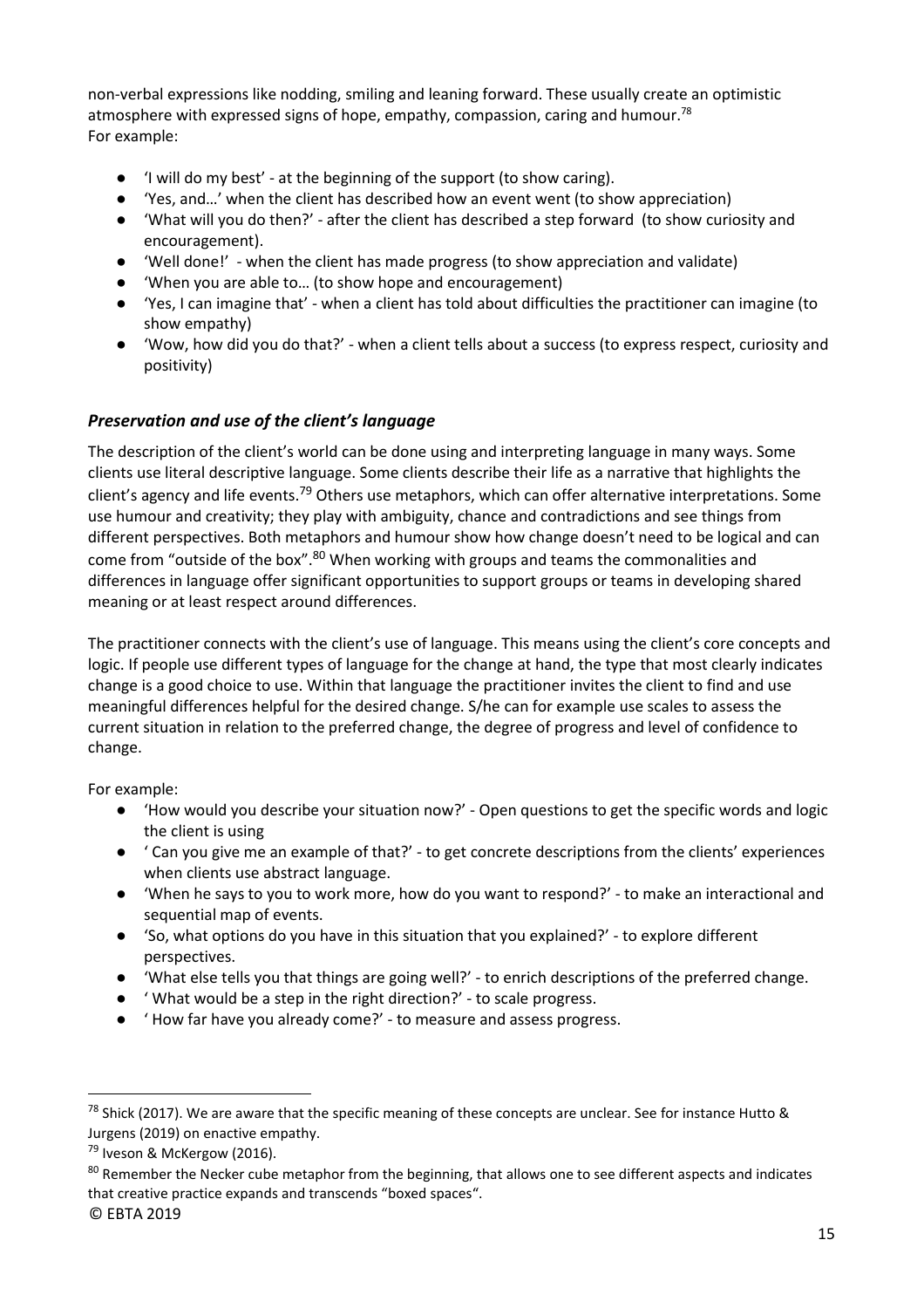non-verbal expressions like nodding, smiling and leaning forward. These usually create an optimistic atmosphere with expressed signs of hope, empathy, compassion, caring and humour.[78]
For example:

- 'I will do my best' - at the beginning of the support (to show caring).
- 'Yes, and…' when the client has described how an event went (to show appreciation)
- 'What will you do then?' - after the client has described a step forward (to show curiosity and encouragement).
- 'Well done!' - when the client has made progress (to show appreciation and validate)
- 'When you are able to… (to show hope and encouragement)
- 'Yes, I can imagine that' - when a client has told about difficulties the practitioner can imagine (to show empathy)
- 'Wow, how did you do that?' - when a client tells about a success (to express respect, curiosity and positivity)

### *Preservation and use of the client's language*

The description of the client's world can be done using and interpreting language in many ways. Some clients use literal descriptive language. Some clients describe their life as a narrative that highlights the client's agency and life events.[79] Others use metaphors, which can offer alternative interpretations. Some use humour and creativity; they play with ambiguity, chance and contradictions and see things from different perspectives. Both metaphors and humour show how change doesn't need to be logical and can come from "outside of the box".[80] When working with groups and teams the commonalities and differences in language offer significant opportunities to support groups or teams in developing shared meaning or at least respect around differences.

The practitioner connects with the client's use of language. This means using the client's core concepts and logic. If people use different types of language for the change at hand, the type that most clearly indicates change is a good choice to use. Within that language the practitioner invites the client to find and use meaningful differences helpful for the desired change. S/he can for example use scales to assess the current situation in relation to the preferred change, the degree of progress and level of confidence to change.

For example:

- 'How would you describe your situation now?' - Open questions to get the specific words and logic the client is using
- ' Can you give me an example of that?' - to get concrete descriptions from the clients' experiences when clients use abstract language.
- 'When he says to you to work more, how do you want to respond?' - to make an interactional and sequential map of events.
- 'So, what options do you have in this situation that you explained?' - to explore different perspectives.
- 'What else tells you that things are going well?' - to enrich descriptions of the preferred change.
- ' What would be a step in the right direction?' - to scale progress.
- ' How far have you already come?' - to measure and assess progress.

---

[78] Shick (2017). We are aware that the specific meaning of these concepts are unclear. See for instance Hutto & Jurgens (2019) on enactive empathy.

[79] Iveson & McKergow (2016).

[80] Remember the Necker cube metaphor from the beginning, that allows one to see different aspects and indicates that creative practice expands and transcends "boxed spaces".

© EBTA 2019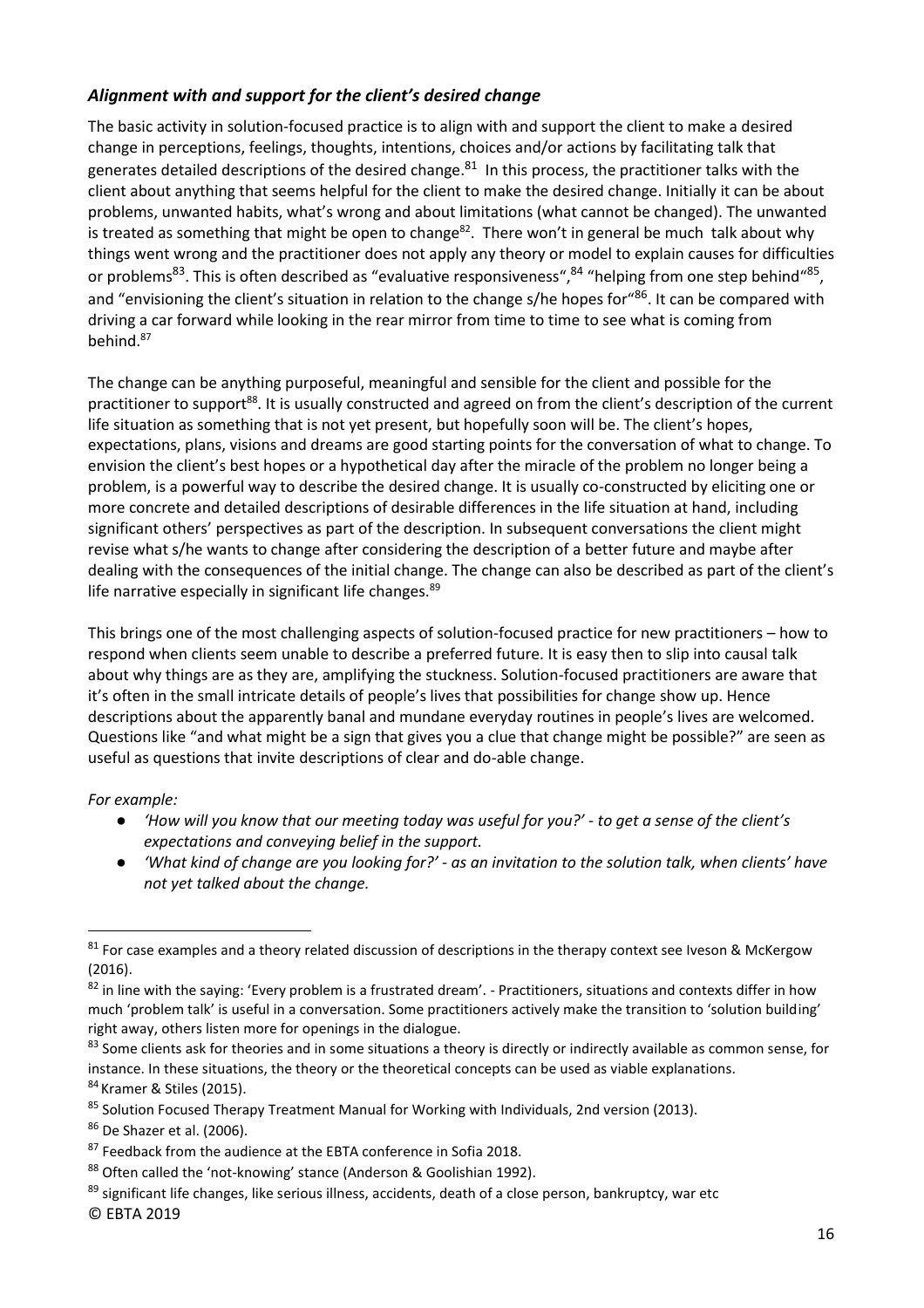### *Alignment with and support for the client's desired change*

The basic activity in solution-focused practice is to align with and support the client to make a desired change in perceptions, feelings, thoughts, intentions, choices and/or actions by facilitating talk that generates detailed descriptions of the desired change.[81] In this process, the practitioner talks with the client about anything that seems helpful for the client to make the desired change. Initially it can be about problems, unwanted habits, what's wrong and about limitations (what cannot be changed). The unwanted is treated as something that might be open to change[82]. There won't in general be much talk about why things went wrong and the practitioner does not apply any theory or model to explain causes for difficulties or problems[83]. This is often described as "evaluative responsiveness",[84] "helping from one step behind"[85], and "envisioning the client's situation in relation to the change s/he hopes for"[86]. It can be compared with driving a car forward while looking in the rear mirror from time to time to see what is coming from behind.[87]

The change can be anything purposeful, meaningful and sensible for the client and possible for the practitioner to support[88]. It is usually constructed and agreed on from the client's description of the current life situation as something that is not yet present, but hopefully soon will be. The client's hopes, expectations, plans, visions and dreams are good starting points for the conversation of what to change. To envision the client's best hopes or a hypothetical day after the miracle of the problem no longer being a problem, is a powerful way to describe the desired change. It is usually co-constructed by eliciting one or more concrete and detailed descriptions of desirable differences in the life situation at hand, including significant others' perspectives as part of the description. In subsequent conversations the client might revise what s/he wants to change after considering the description of a better future and maybe after dealing with the consequences of the initial change. The change can also be described as part of the client's life narrative especially in significant life changes.[89]

This brings one of the most challenging aspects of solution-focused practice for new practitioners – how to respond when clients seem unable to describe a preferred future. It is easy then to slip into causal talk about why things are as they are, amplifying the stuckness. Solution-focused practitioners are aware that it's often in the small intricate details of people's lives that possibilities for change show up. Hence descriptions about the apparently banal and mundane everyday routines in people's lives are welcomed. Questions like "and what might be a sign that gives you a clue that change might be possible?" are seen as useful as questions that invite descriptions of clear and do-able change.

*For example:*

- *'How will you know that our meeting today was useful for you?' - to get a sense of the client's expectations and conveying belief in the support.*
- *'What kind of change are you looking for?' - as an invitation to the solution talk, when clients' have not yet talked about the change.*

---

[81] For case examples and a theory related discussion of descriptions in the therapy context see Iveson & McKergow (2016).

[82] in line with the saying: 'Every problem is a frustrated dream'. - Practitioners, situations and contexts differ in how much 'problem talk' is useful in a conversation. Some practitioners actively make the transition to 'solution building' right away, others listen more for openings in the dialogue.

[83] Some clients ask for theories and in some situations a theory is directly or indirectly available as common sense, for instance. In these situations, the theory or the theoretical concepts can be used as viable explanations.

[84] Kramer & Stiles (2015).

[85] Solution Focused Therapy Treatment Manual for Working with Individuals, 2nd version (2013).

[86] De Shazer et al. (2006).

[87] Feedback from the audience at the EBTA conference in Sofia 2018.

[88] Often called the 'not-knowing' stance (Anderson & Goolishian 1992).

[89] significant life changes, like serious illness, accidents, death of a close person, bankruptcy, war etc

© EBTA 2019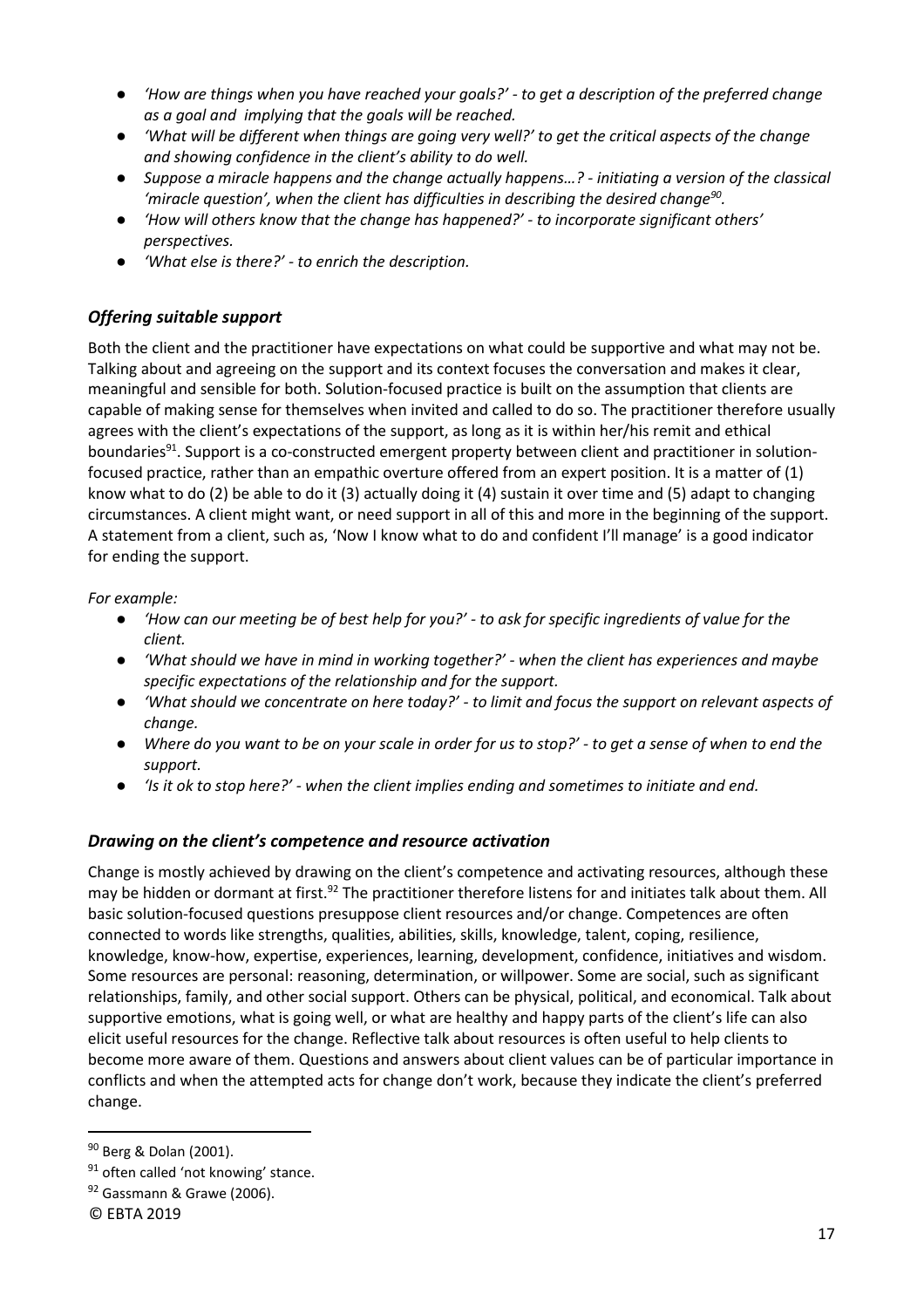- *'How are things when you have reached your goals?' - to get a description of the preferred change as a goal and implying that the goals will be reached.*
- *'What will be different when things are going very well?' to get the critical aspects of the change and showing confidence in the client's ability to do well.*
- *Suppose a miracle happens and the change actually happens…? - initiating a version of the classical 'miracle question', when the client has difficulties in describing the desired change[90].*
- *'How will others know that the change has happened?' - to incorporate significant others' perspectives.*
- *'What else is there?' - to enrich the description.*

### *Offering suitable support*

Both the client and the practitioner have expectations on what could be supportive and what may not be. Talking about and agreeing on the support and its context focuses the conversation and makes it clear, meaningful and sensible for both. Solution-focused practice is built on the assumption that clients are capable of making sense for themselves when invited and called to do so. The practitioner therefore usually agrees with the client's expectations of the support, as long as it is within her/his remit and ethical boundaries[91]. Support is a co-constructed emergent property between client and practitioner in solution-focused practice, rather than an empathic overture offered from an expert position. It is a matter of (1) know what to do (2) be able to do it (3) actually doing it (4) sustain it over time and (5) adapt to changing circumstances. A client might want, or need support in all of this and more in the beginning of the support. A statement from a client, such as, 'Now I know what to do and confident I'll manage' is a good indicator for ending the support.

*For example:*

- *'How can our meeting be of best help for you?' - to ask for specific ingredients of value for the client.*
- *'What should we have in mind in working together?' - when the client has experiences and maybe specific expectations of the relationship and for the support.*
- *'What should we concentrate on here today?' - to limit and focus the support on relevant aspects of change.*
- *Where do you want to be on your scale in order for us to stop?' - to get a sense of when to end the support.*
- *'Is it ok to stop here?' - when the client implies ending and sometimes to initiate and end.*

### *Drawing on the client's competence and resource activation*

Change is mostly achieved by drawing on the client's competence and activating resources, although these may be hidden or dormant at first.[92] The practitioner therefore listens for and initiates talk about them. All basic solution-focused questions presuppose client resources and/or change. Competences are often connected to words like strengths, qualities, abilities, skills, knowledge, talent, coping, resilience, knowledge, know-how, expertise, experiences, learning, development, confidence, initiatives and wisdom. Some resources are personal: reasoning, determination, or willpower. Some are social, such as significant relationships, family, and other social support. Others can be physical, political, and economical. Talk about supportive emotions, what is going well, or what are healthy and happy parts of the client's life can also elicit useful resources for the change. Reflective talk about resources is often useful to help clients to become more aware of them. Questions and answers about client values can be of particular importance in conflicts and when the attempted acts for change don't work, because they indicate the client's preferred change.

---

[90] Berg & Dolan (2001).

[91] often called 'not knowing' stance.

[92] Gassmann & Grawe (2006).

© EBTA 2019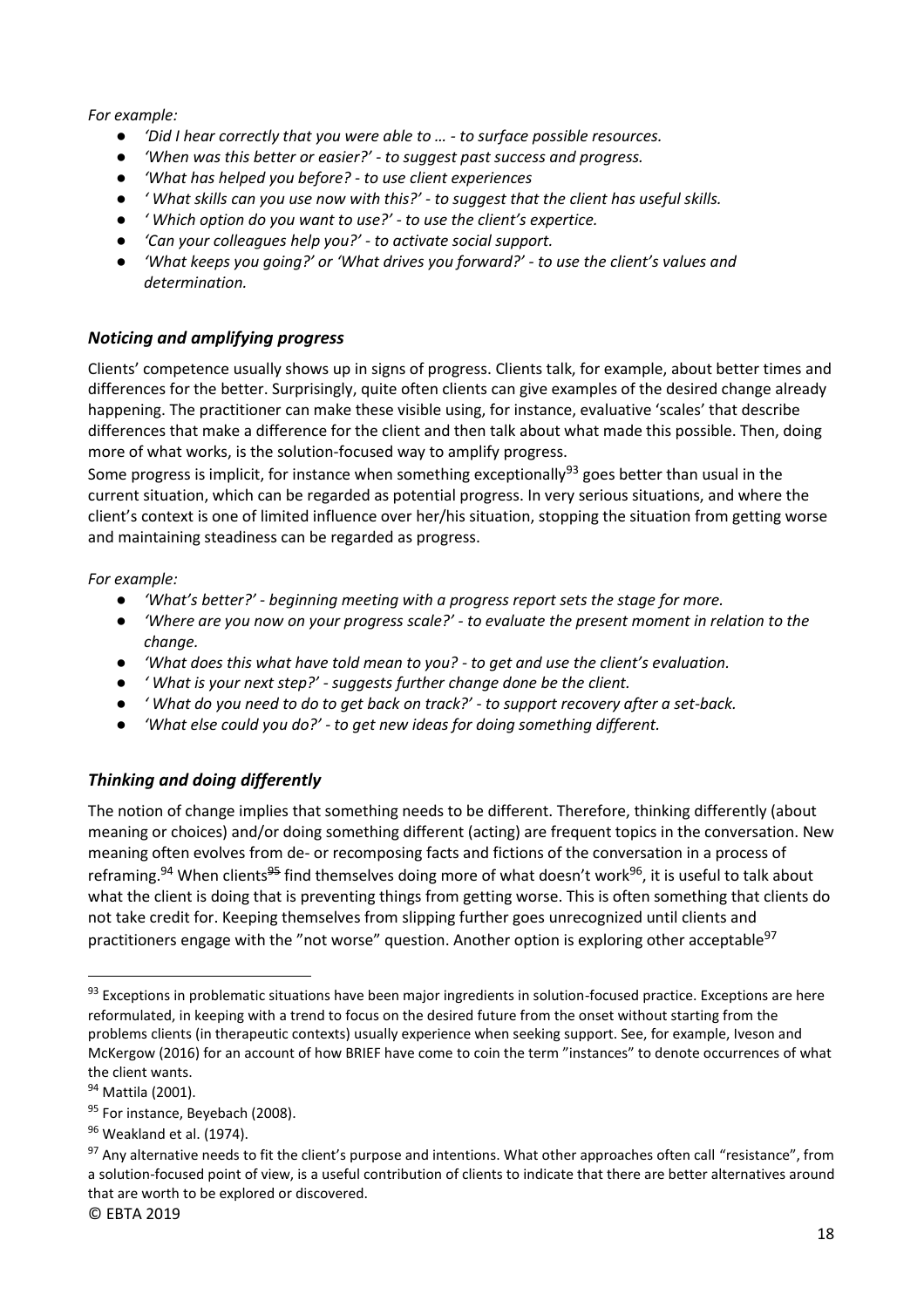*For example:*

- *'Did I hear correctly that you were able to … - to surface possible resources.*
- *'When was this better or easier?' - to suggest past success and progress.*
- *'What has helped you before? - to use client experiences*
- *' What skills can you use now with this?' - to suggest that the client has useful skills.*
- *' Which option do you want to use?' - to use the client's expertice.*
- *'Can your colleagues help you?' - to activate social support.*
- *'What keeps you going?' or 'What drives you forward?' - to use the client's values and determination.*

### *Noticing and amplifying progress*

Clients' competence usually shows up in signs of progress. Clients talk, for example, about better times and differences for the better. Surprisingly, quite often clients can give examples of the desired change already happening. The practitioner can make these visible using, for instance, evaluative 'scales' that describe differences that make a difference for the client and then talk about what made this possible. Then, doing more of what works, is the solution-focused way to amplify progress.

Some progress is implicit, for instance when something exceptionally[93] goes better than usual in the current situation, which can be regarded as potential progress. In very serious situations, and where the client's context is one of limited influence over her/his situation, stopping the situation from getting worse and maintaining steadiness can be regarded as progress.

*For example:*

- *'What's better?' - beginning meeting with a progress report sets the stage for more.*
- *'Where are you now on your progress scale?' - to evaluate the present moment in relation to the change.*
- *'What does this what have told mean to you? - to get and use the client's evaluation.*
- *' What is your next step?' - suggests further change done be the client.*
- *' What do you need to do to get back on track?' - to support recovery after a set-back.*
- *'What else could you do?' - to get new ideas for doing something different.*

### *Thinking and doing differently*

The notion of change implies that something needs to be different. Therefore, thinking differently (about meaning or choices) and/or doing something different (acting) are frequent topics in the conversation. New meaning often evolves from de- or recomposing facts and fictions of the conversation in a process of reframing.[94] When clients[95] find themselves doing more of what doesn't work[96], it is useful to talk about what the client is doing that is preventing things from getting worse. This is often something that clients do not take credit for. Keeping themselves from slipping further goes unrecognized until clients and practitioners engage with the "not worse" question. Another option is exploring other acceptable[97]

---

[93] Exceptions in problematic situations have been major ingredients in solution-focused practice. Exceptions are here reformulated, in keeping with a trend to focus on the desired future from the onset without starting from the problems clients (in therapeutic contexts) usually experience when seeking support. See, for example, Iveson and McKergow (2016) for an account of how BRIEF have come to coin the term "instances" to denote occurrences of what the client wants.

[94] Mattila (2001).

[95] For instance, Beyebach (2008).

[96] Weakland et al. (1974).

[97] Any alternative needs to fit the client's purpose and intentions. What other approaches often call "resistance", from a solution-focused point of view, is a useful contribution of clients to indicate that there are better alternatives around that are worth to be explored or discovered.

© EBTA 2019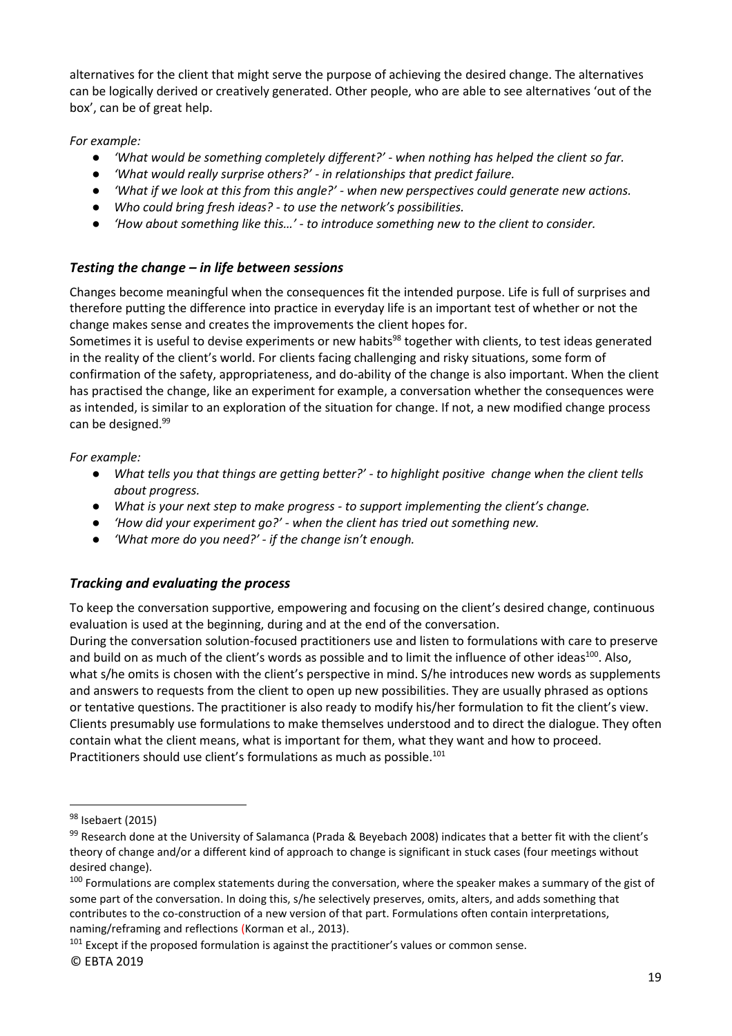alternatives for the client that might serve the purpose of achieving the desired change. The alternatives can be logically derived or creatively generated. Other people, who are able to see alternatives 'out of the box', can be of great help.

*For example:*

- *'What would be something completely different?' - when nothing has helped the client so far.*
- *'What would really surprise others?' - in relationships that predict failure.*
- *'What if we look at this from this angle?' - when new perspectives could generate new actions.*
- *Who could bring fresh ideas? - to use the network's possibilities.*
- *'How about something like this…' - to introduce something new to the client to consider.*

### *Testing the change – in life between sessions*

Changes become meaningful when the consequences fit the intended purpose. Life is full of surprises and therefore putting the difference into practice in everyday life is an important test of whether or not the change makes sense and creates the improvements the client hopes for.
Sometimes it is useful to devise experiments or new habits[98] together with clients, to test ideas generated in the reality of the client's world. For clients facing challenging and risky situations, some form of confirmation of the safety, appropriateness, and do-ability of the change is also important. When the client has practised the change, like an experiment for example, a conversation whether the consequences were as intended, is similar to an exploration of the situation for change. If not, a new modified change process can be designed.[99]

*For example:*

- *What tells you that things are getting better?' - to highlight positive change when the client tells about progress.*
- *What is your next step to make progress - to support implementing the client's change.*
- *'How did your experiment go?' - when the client has tried out something new.*
- *'What more do you need?' - if the change isn't enough.*

### *Tracking and evaluating the process*

To keep the conversation supportive, empowering and focusing on the client's desired change, continuous evaluation is used at the beginning, during and at the end of the conversation.
During the conversation solution-focused practitioners use and listen to formulations with care to preserve and build on as much of the client's words as possible and to limit the influence of other ideas[100]. Also, what s/he omits is chosen with the client's perspective in mind. S/he introduces new words as supplements and answers to requests from the client to open up new possibilities. They are usually phrased as options or tentative questions. The practitioner is also ready to modify his/her formulation to fit the client's view. Clients presumably use formulations to make themselves understood and to direct the dialogue. They often contain what the client means, what is important for them, what they want and how to proceed. Practitioners should use client's formulations as much as possible.[101]

---

[98] Isebaert (2015)

[99] Research done at the University of Salamanca (Prada & Beyebach 2008) indicates that a better fit with the client's theory of change and/or a different kind of approach to change is significant in stuck cases (four meetings without desired change).

[100] Formulations are complex statements during the conversation, where the speaker makes a summary of the gist of some part of the conversation. In doing this, s/he selectively preserves, omits, alters, and adds something that contributes to the co-construction of a new version of that part. Formulations often contain interpretations, naming/reframing and reflections (Korman et al., 2013).

[101] Except if the proposed formulation is against the practitioner's values or common sense.

© EBTA 2019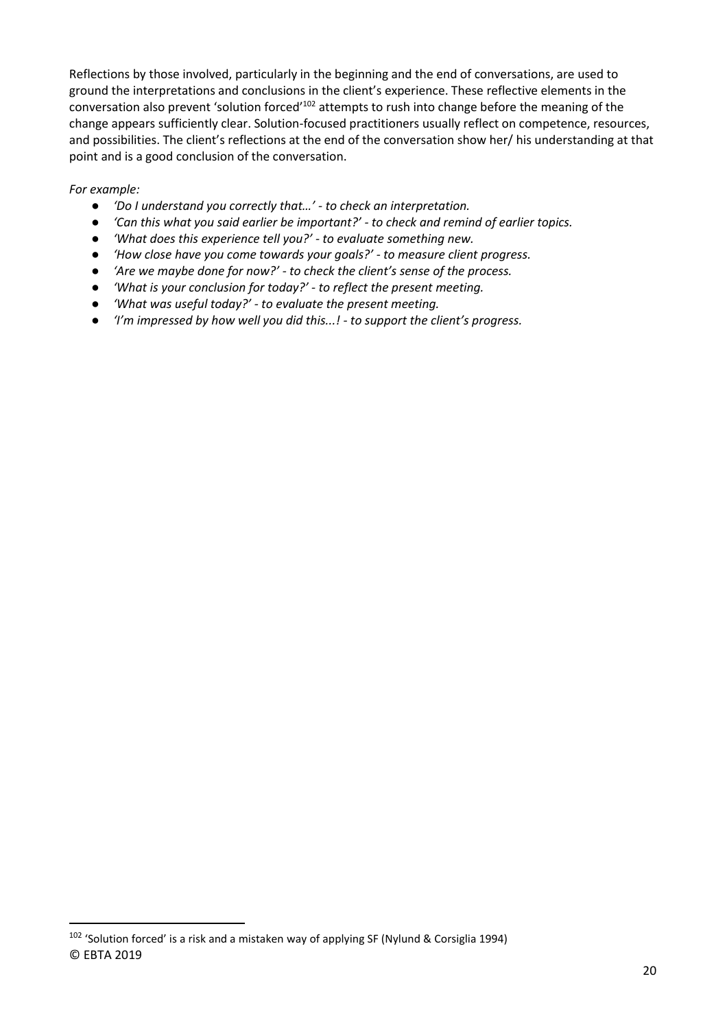Reflections by those involved, particularly in the beginning and the end of conversations, are used to ground the interpretations and conclusions in the client's experience. These reflective elements in the conversation also prevent 'solution forced'[102] attempts to rush into change before the meaning of the change appears sufficiently clear. Solution-focused practitioners usually reflect on competence, resources, and possibilities. The client's reflections at the end of the conversation show her/ his understanding at that point and is a good conclusion of the conversation.

*For example:*

- *'Do I understand you correctly that…' - to check an interpretation.*
- *'Can this what you said earlier be important?' - to check and remind of earlier topics.*
- *'What does this experience tell you?' - to evaluate something new.*
- *'How close have you come towards your goals?' - to measure client progress.*
- *'Are we maybe done for now?' - to check the client's sense of the process.*
- *'What is your conclusion for today?' - to reflect the present meeting.*
- *'What was useful today?' - to evaluate the present meeting.*
- *'I'm impressed by how well you did this...! - to support the client's progress.*

---

[102] 'Solution forced' is a risk and a mistaken way of applying SF (Nylund & Corsiglia 1994)

© EBTA 2019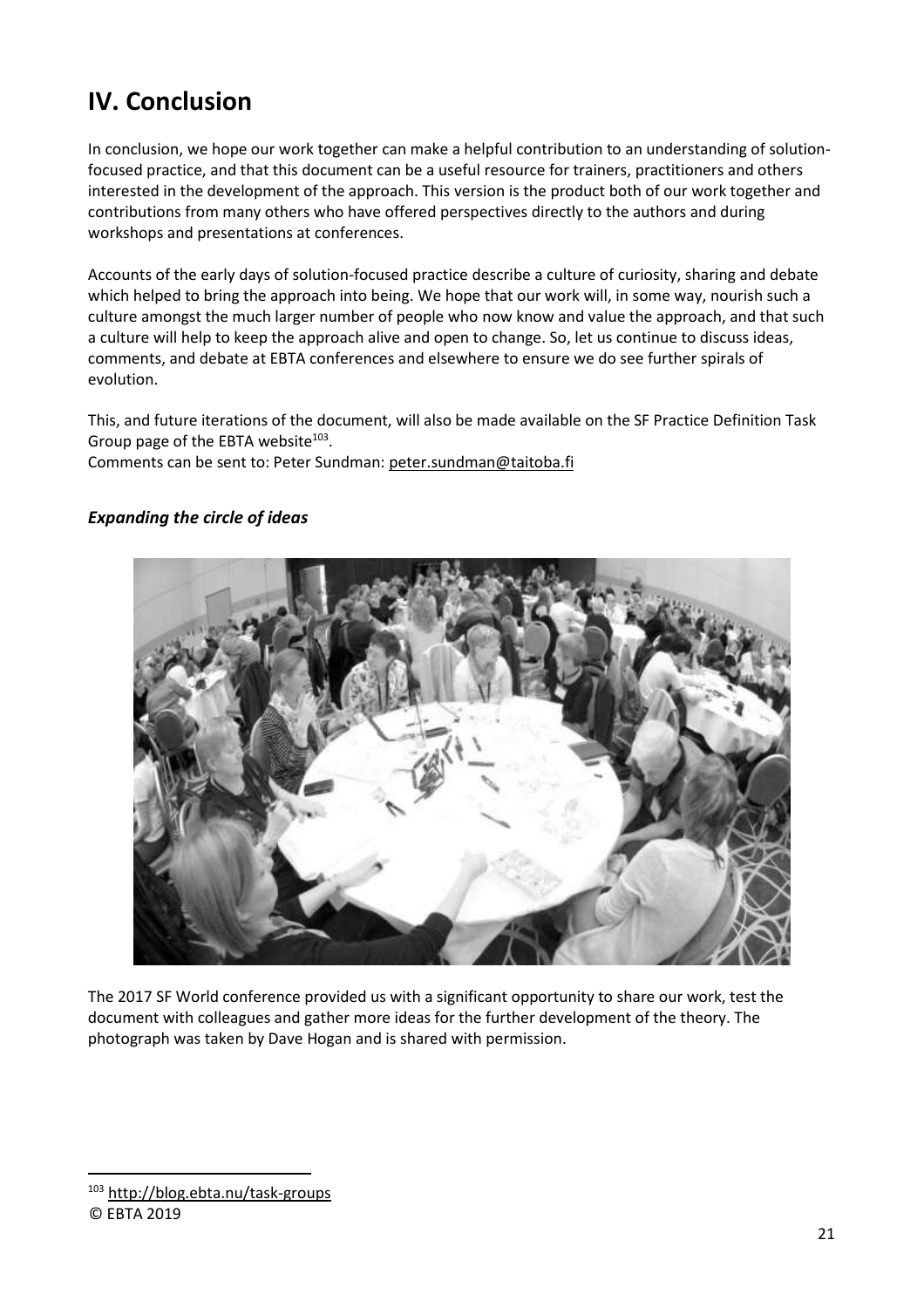# IV. Conclusion

In conclusion, we hope our work together can make a helpful contribution to an understanding of solution-focused practice, and that this document can be a useful resource for trainers, practitioners and others interested in the development of the approach. This version is the product both of our work together and contributions from many others who have offered perspectives directly to the authors and during workshops and presentations at conferences.

Accounts of the early days of solution-focused practice describe a culture of curiosity, sharing and debate which helped to bring the approach into being. We hope that our work will, in some way, nourish such a culture amongst the much larger number of people who now know and value the approach, and that such a culture will help to keep the approach alive and open to change. So, let us continue to discuss ideas, comments, and debate at EBTA conferences and elsewhere to ensure we do see further spirals of evolution.

This, and future iterations of the document, will also be made available on the SF Practice Definition Task Group page of the EBTA website[103].
Comments can be sent to: Peter Sundman: peter.sundman@taitoba.fi

### *Expanding the circle of ideas*

The 2017 SF World conference provided us with a significant opportunity to share our work, test the document with colleagues and gather more ideas for the further development of the theory. The photograph was taken by Dave Hogan and is shared with permission.

[103] http://blog.ebta.nu/task-groups

© EBTA 2019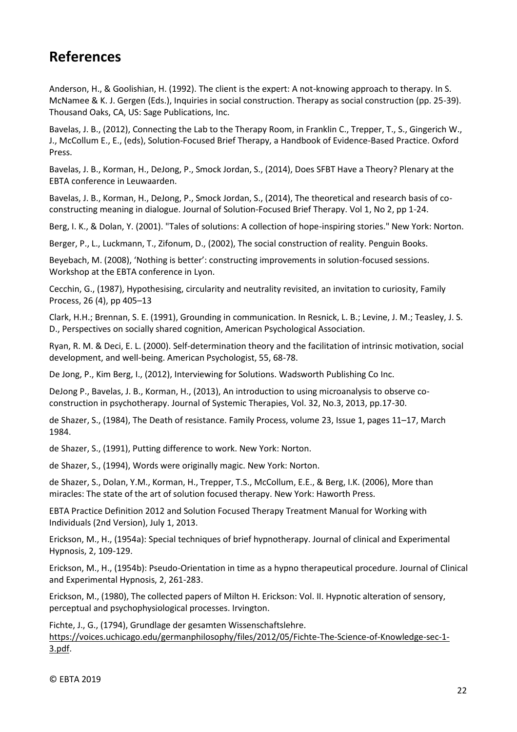## References

Anderson, H., & Goolishian, H. (1992). The client is the expert: A not-knowing approach to therapy. In S. McNamee & K. J. Gergen (Eds.), Inquiries in social construction. Therapy as social construction (pp. 25-39). Thousand Oaks, CA, US: Sage Publications, Inc.

Bavelas, J. B., (2012), Connecting the Lab to the Therapy Room, in Franklin C., Trepper, T., S., Gingerich W., J., McCollum E., E., (eds), Solution-Focused Brief Therapy, a Handbook of Evidence-Based Practice. Oxford Press.

Bavelas, J. B., Korman, H., DeJong, P., Smock Jordan, S., (2014), Does SFBT Have a Theory? Plenary at the EBTA conference in Leuwaarden.

Bavelas, J. B., Korman, H., DeJong, P., Smock Jordan, S., (2014), The theoretical and research basis of co-constructing meaning in dialogue. Journal of Solution-Focused Brief Therapy. Vol 1, No 2, pp 1-24.

Berg, I. K., & Dolan, Y. (2001). "Tales of solutions: A collection of hope-inspiring stories." New York: Norton.

Berger, P., L., Luckmann, T., Zifonum, D., (2002), The social construction of reality. Penguin Books.

Beyebach, M. (2008), 'Nothing is better': constructing improvements in solution-focused sessions. Workshop at the EBTA conference in Lyon.

Cecchin, G., (1987), Hypothesising, circularity and neutrality revisited, an invitation to curiosity, Family Process, 26 (4), pp 405–13

Clark, H.H.; Brennan, S. E. (1991), Grounding in communication. In Resnick, L. B.; Levine, J. M.; Teasley, J. S. D., Perspectives on socially shared cognition, American Psychological Association.

Ryan, R. M. & Deci, E. L. (2000). Self-determination theory and the facilitation of intrinsic motivation, social development, and well-being. American Psychologist, 55, 68-78.

De Jong, P., Kim Berg, I., (2012), Interviewing for Solutions. Wadsworth Publishing Co Inc.

DeJong P., Bavelas, J. B., Korman, H., (2013), An introduction to using microanalysis to observe co-construction in psychotherapy. Journal of Systemic Therapies, Vol. 32, No.3, 2013, pp.17-30.

de Shazer, S., (1984), The Death of resistance. Family Process, volume 23, Issue 1, pages 11–17, March 1984.

de Shazer, S., (1991), Putting difference to work. New York: Norton.

de Shazer, S., (1994), Words were originally magic. New York: Norton.

de Shazer, S., Dolan, Y.M., Korman, H., Trepper, T.S., McCollum, E.E., & Berg, I.K. (2006), More than miracles: The state of the art of solution focused therapy. New York: Haworth Press.

EBTA Practice Definition 2012 and Solution Focused Therapy Treatment Manual for Working with Individuals (2nd Version), July 1, 2013.

Erickson, M., H., (1954a): Special techniques of brief hypnotherapy. Journal of clinical and Experimental Hypnosis, 2, 109-129.

Erickson, M., H., (1954b): Pseudo-Orientation in time as a hypno therapeutical procedure. Journal of Clinical and Experimental Hypnosis, 2, 261-283.

Erickson, M., (1980), The collected papers of Milton H. Erickson: Vol. II. Hypnotic alteration of sensory, perceptual and psychophysiological processes. Irvington.

Fichte, J., G., (1794), Grundlage der gesamten Wissenschaftslehre. https://voices.uchicago.edu/germanphilosophy/files/2012/05/Fichte-The-Science-of-Knowledge-sec-1-3.pdf.

© EBTA 2019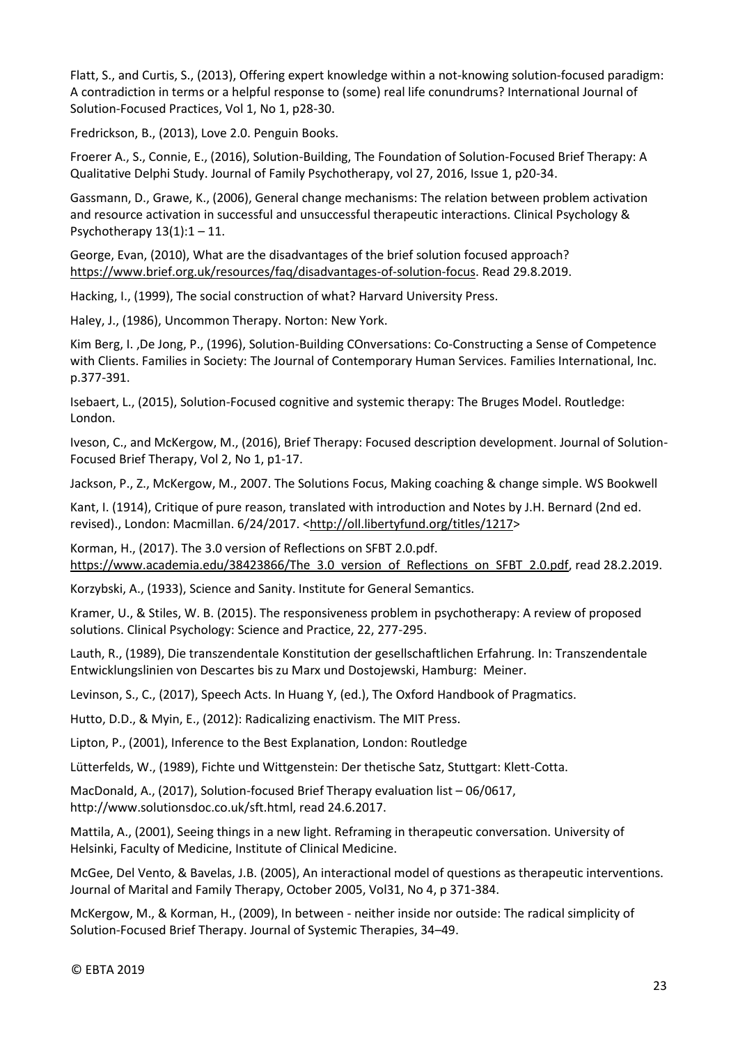Flatt, S., and Curtis, S., (2013), Offering expert knowledge within a not-knowing solution-focused paradigm: A contradiction in terms or a helpful response to (some) real life conundrums? International Journal of Solution-Focused Practices, Vol 1, No 1, p28-30.

Fredrickson, B., (2013), Love 2.0. Penguin Books.

Froerer A., S., Connie, E., (2016), Solution-Building, The Foundation of Solution-Focused Brief Therapy: A Qualitative Delphi Study. Journal of Family Psychotherapy, vol 27, 2016, Issue 1, p20-34.

Gassmann, D., Grawe, K., (2006), General change mechanisms: The relation between problem activation and resource activation in successful and unsuccessful therapeutic interactions. Clinical Psychology & Psychotherapy 13(1):1 – 11.

George, Evan, (2010), What are the disadvantages of the brief solution focused approach? https://www.brief.org.uk/resources/faq/disadvantages-of-solution-focus. Read 29.8.2019.

Hacking, I., (1999), The social construction of what? Harvard University Press.

Haley, J., (1986), Uncommon Therapy. Norton: New York.

Kim Berg, I. ,De Jong, P., (1996), Solution-Building COnversations: Co-Constructing a Sense of Competence with Clients. Families in Society: The Journal of Contemporary Human Services. Families International, Inc. p.377-391.

Isebaert, L., (2015), Solution-Focused cognitive and systemic therapy: The Bruges Model. Routledge: London.

Iveson, C., and McKergow, M., (2016), Brief Therapy: Focused description development. Journal of Solution-Focused Brief Therapy, Vol 2, No 1, p1-17.

Jackson, P., Z., McKergow, M., 2007. The Solutions Focus, Making coaching & change simple. WS Bookwell

Kant, I. (1914), Critique of pure reason, translated with introduction and Notes by J.H. Bernard (2nd ed. revised)., London: Macmillan. 6/24/2017. <http://oll.libertyfund.org/titles/1217>

Korman, H., (2017). The 3.0 version of Reflections on SFBT 2.0.pdf. https://www.academia.edu/38423866/The_3.0_version_of_Reflections_on_SFBT_2.0.pdf, read 28.2.2019.

Korzybski, A., (1933), Science and Sanity. Institute for General Semantics.

Kramer, U., & Stiles, W. B. (2015). The responsiveness problem in psychotherapy: A review of proposed solutions. Clinical Psychology: Science and Practice, 22, 277-295.

Lauth, R., (1989), Die transzendentale Konstitution der gesellschaftlichen Erfahrung. In: Transzendentale Entwicklungslinien von Descartes bis zu Marx und Dostojewski, Hamburg: Meiner.

Levinson, S., C., (2017), Speech Acts. In Huang Y, (ed.), The Oxford Handbook of Pragmatics.

Hutto, D.D., & Myin, E., (2012): Radicalizing enactivism. The MIT Press.

Lipton, P., (2001), Inference to the Best Explanation, London: Routledge

Lütterfelds, W., (1989), Fichte und Wittgenstein: Der thetische Satz, Stuttgart: Klett-Cotta.

MacDonald, A., (2017), Solution-focused Brief Therapy evaluation list – 06/0617, http://www.solutionsdoc.co.uk/sft.html, read 24.6.2017.

Mattila, A., (2001), Seeing things in a new light. Reframing in therapeutic conversation. University of Helsinki, Faculty of Medicine, Institute of Clinical Medicine.

McGee, Del Vento, & Bavelas, J.B. (2005), An interactional model of questions as therapeutic interventions. Journal of Marital and Family Therapy, October 2005, Vol31, No 4, p 371-384.

McKergow, M., & Korman, H., (2009), In between - neither inside nor outside: The radical simplicity of Solution-Focused Brief Therapy. Journal of Systemic Therapies, 34–49.

© EBTA 2019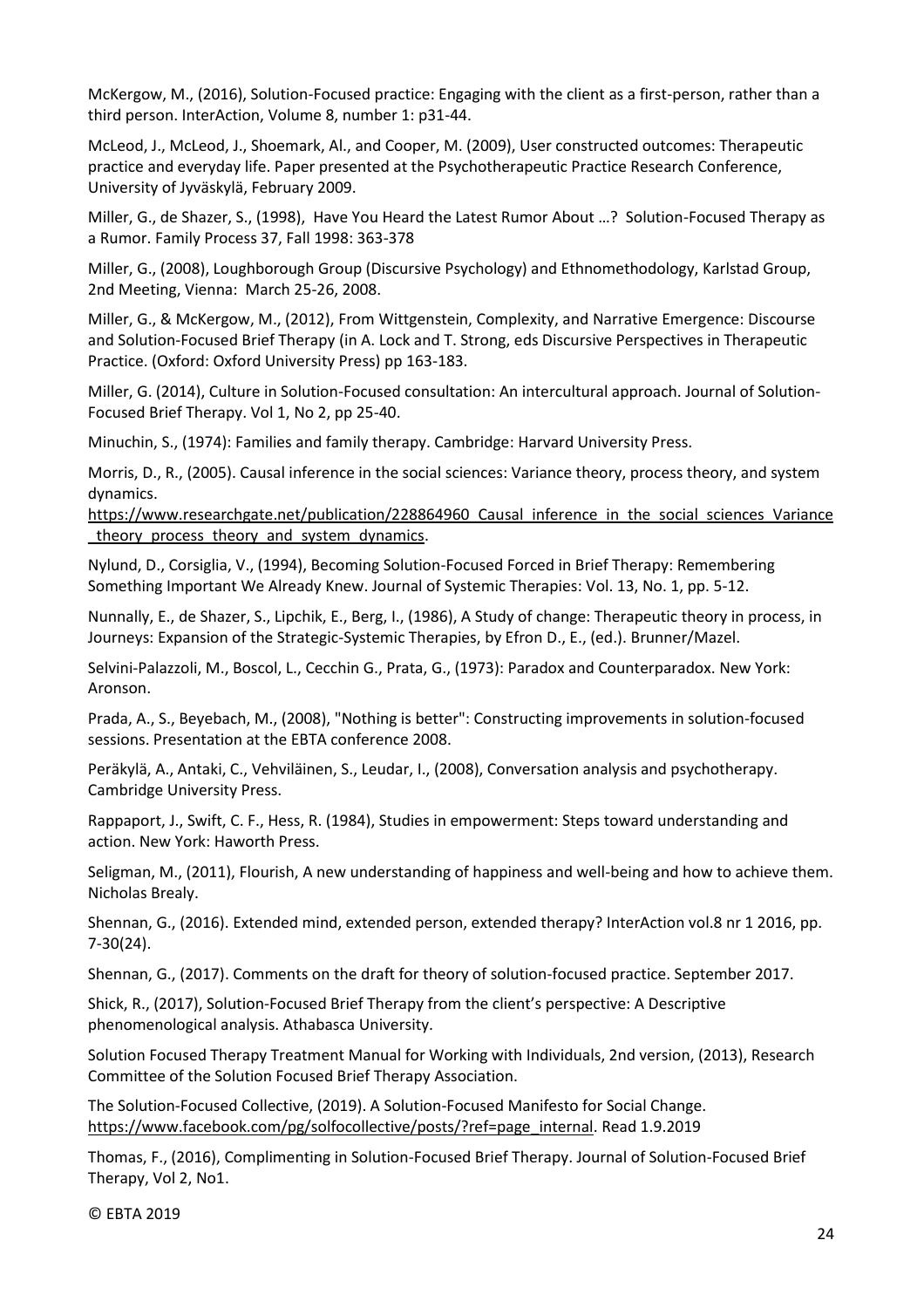McKergow, M., (2016), Solution-Focused practice: Engaging with the client as a first-person, rather than a third person. InterAction, Volume 8, number 1: p31-44.

McLeod, J., McLeod, J., Shoemark, Al., and Cooper, M. (2009), User constructed outcomes: Therapeutic practice and everyday life. Paper presented at the Psychotherapeutic Practice Research Conference, University of Jyväskylä, February 2009.

Miller, G., de Shazer, S., (1998), Have You Heard the Latest Rumor About …? Solution-Focused Therapy as a Rumor. Family Process 37, Fall 1998: 363-378

Miller, G., (2008), Loughborough Group (Discursive Psychology) and Ethnomethodology, Karlstad Group, 2nd Meeting, Vienna: March 25-26, 2008.

Miller, G., & McKergow, M., (2012), From Wittgenstein, Complexity, and Narrative Emergence: Discourse and Solution-Focused Brief Therapy (in A. Lock and T. Strong, eds Discursive Perspectives in Therapeutic Practice. (Oxford: Oxford University Press) pp 163-183.

Miller, G. (2014), Culture in Solution-Focused consultation: An intercultural approach. Journal of Solution-Focused Brief Therapy. Vol 1, No 2, pp 25-40.

Minuchin, S., (1974): Families and family therapy. Cambridge: Harvard University Press.

Morris, D., R., (2005). Causal inference in the social sciences: Variance theory, process theory, and system dynamics. https://www.researchgate.net/publication/228864960_Causal_inference_in_the_social_sciences_Variance_theory_process_theory_and_system_dynamics.

Nylund, D., Corsiglia, V., (1994), Becoming Solution-Focused Forced in Brief Therapy: Remembering Something Important We Already Knew. Journal of Systemic Therapies: Vol. 13, No. 1, pp. 5-12.

Nunnally, E., de Shazer, S., Lipchik, E., Berg, I., (1986), A Study of change: Therapeutic theory in process, in Journeys: Expansion of the Strategic-Systemic Therapies, by Efron D., E., (ed.). Brunner/Mazel.

Selvini-Palazzoli, M., Boscol, L., Cecchin G., Prata, G., (1973): Paradox and Counterparadox. New York: Aronson.

Prada, A., S., Beyebach, M., (2008), "Nothing is better": Constructing improvements in solution-focused sessions. Presentation at the EBTA conference 2008.

Peräkylä, A., Antaki, C., Vehviläinen, S., Leudar, I., (2008), Conversation analysis and psychotherapy. Cambridge University Press.

Rappaport, J., Swift, C. F., Hess, R. (1984), Studies in empowerment: Steps toward understanding and action. New York: Haworth Press.

Seligman, M., (2011), Flourish, A new understanding of happiness and well-being and how to achieve them. Nicholas Brealy.

Shennan, G., (2016). Extended mind, extended person, extended therapy? InterAction vol.8 nr 1 2016, pp. 7-30(24).

Shennan, G., (2017). Comments on the draft for theory of solution-focused practice. September 2017.

Shick, R., (2017), Solution-Focused Brief Therapy from the client's perspective: A Descriptive phenomenological analysis. Athabasca University.

Solution Focused Therapy Treatment Manual for Working with Individuals, 2nd version, (2013), Research Committee of the Solution Focused Brief Therapy Association.

The Solution-Focused Collective, (2019). A Solution-Focused Manifesto for Social Change. https://www.facebook.com/pg/solfocollective/posts/?ref=page_internal. Read 1.9.2019

Thomas, F., (2016), Complimenting in Solution-Focused Brief Therapy. Journal of Solution-Focused Brief Therapy, Vol 2, No1.

© EBTA 2019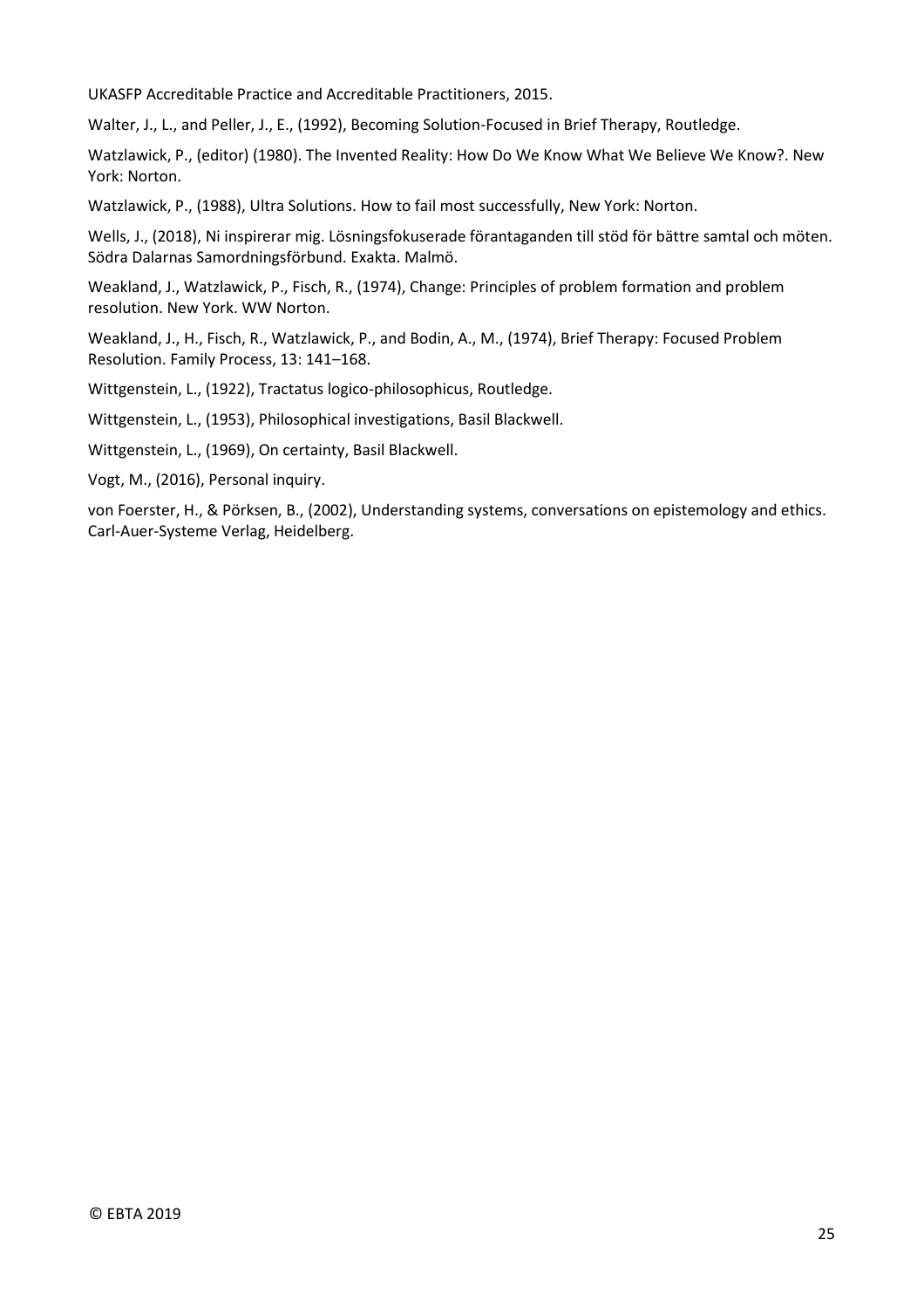UKASFP Accreditable Practice and Accreditable Practitioners, 2015.

Walter, J., L., and Peller, J., E., (1992), Becoming Solution-Focused in Brief Therapy, Routledge.

Watzlawick, P., (editor) (1980). The Invented Reality: How Do We Know What We Believe We Know?. New York: Norton.

Watzlawick, P., (1988), Ultra Solutions. How to fail most successfully, New York: Norton.

Wells, J., (2018), Ni inspirerar mig. Lösningsfokuserade förantaganden till stöd för bättre samtal och möten. Södra Dalarnas Samordningsförbund. Exakta. Malmö.

Weakland, J., Watzlawick, P., Fisch, R., (1974), Change: Principles of problem formation and problem resolution. New York. WW Norton.

Weakland, J., H., Fisch, R., Watzlawick, P., and Bodin, A., M., (1974), Brief Therapy: Focused Problem Resolution. Family Process, 13: 141–168.

Wittgenstein, L., (1922), Tractatus logico-philosophicus, Routledge.

Wittgenstein, L., (1953), Philosophical investigations, Basil Blackwell.

Wittgenstein, L., (1969), On certainty, Basil Blackwell.

Vogt, M., (2016), Personal inquiry.

von Foerster, H., & Pörksen, B., (2002), Understanding systems, conversations on epistemology and ethics. Carl-Auer-Systeme Verlag, Heidelberg.

© EBTA 2019